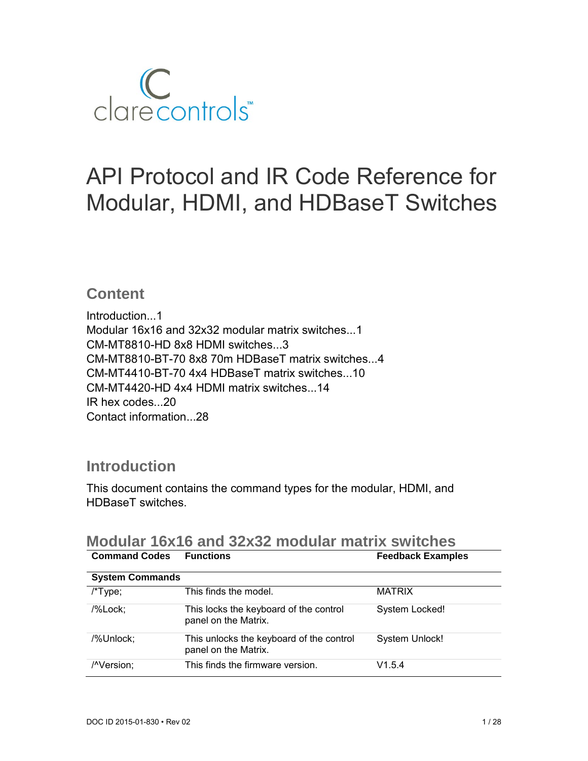clarecontrols™

# API Protocol and IR Code Reference for Modular, HDMI, and HDBaseT Switches

## Content

Introduction...1
Modular 16x16 and 32x32 modular matrix switches...1
CM-MT8810-HD 8x8 HDMI switches...3
CM-MT8810-BT-70 8x8 70m HDBaseT matrix switches...4
CM-MT4410-BT-70 4x4 HDBaseT matrix switches...10
CM-MT4420-HD 4x4 HDMI matrix switches...14
IR hex codes...20
Contact information...28

## Introduction

This document contains the command types for the modular, HDMI, and HDBaseT switches.

## Modular 16x16 and 32x32 modular matrix switches

| Command Codes | Functions | Feedback Examples |
|---|---|---|
| **System Commands** | | |
| /*Type; | This finds the model. | MATRIX |
| /%Lock; | This locks the keyboard of the control panel on the Matrix. | System Locked! |
| /%Unlock; | This unlocks the keyboard of the control panel on the Matrix. | System Unlock! |
| /^Version; | This finds the firmware version. | V1.5.4 |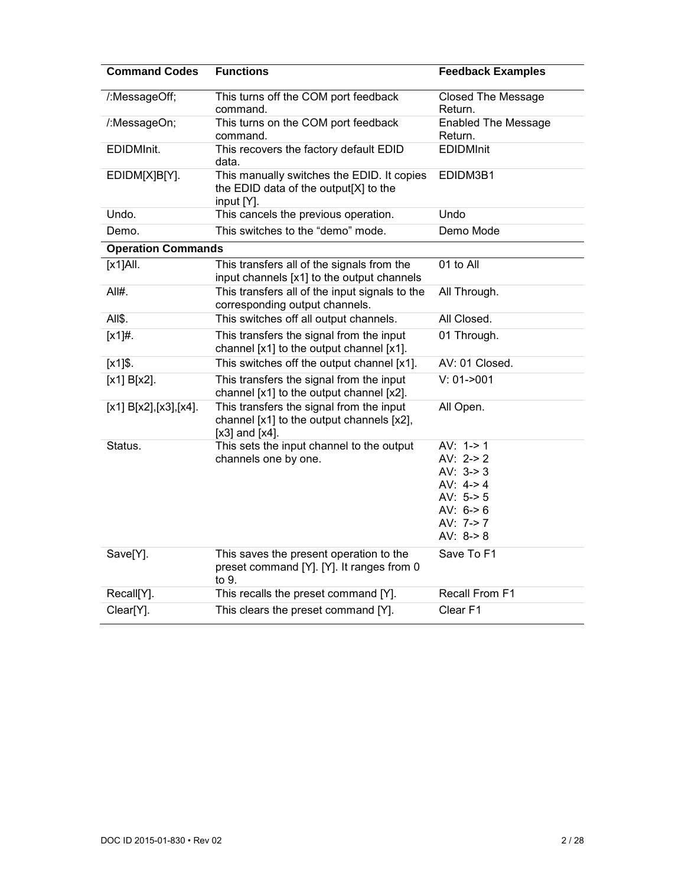| Command Codes | Functions | Feedback Examples |
|---|---|---|
| /:MessageOff; | This turns off the COM port feedback command. | Closed The Message Return. |
| /:MessageOn; | This turns on the COM port feedback command. | Enabled The Message Return. |
| EDIDMInit. | This recovers the factory default EDID data. | EDIDMInit |
| EDIDM[X]B[Y]. | This manually switches the EDID. It copies the EDID data of the output[X] to the input [Y]. | EDIDM3B1 |
| Undo. | This cancels the previous operation. | Undo |
| Demo. | This switches to the “demo” mode. | Demo Mode |
| **Operation Commands** | | |
| [x1]All. | This transfers all of the signals from the input channels [x1] to the output channels | 01 to All |
| All#. | This transfers all of the input signals to the corresponding output channels. | All Through. |
| All$. | This switches off all output channels. | All Closed. |
| [x1]#. | This transfers the signal from the input channel [x1] to the output channel [x1]. | 01 Through. |
| [x1]$. | This switches off the output channel [x1]. | AV: 01 Closed. |
| [x1] B[x2]. | This transfers the signal from the input channel [x1] to the output channel [x2]. | V: 01->001 |
| [x1] B[x2],[x3],[x4]. | This transfers the signal from the input channel [x1] to the output channels [x2], [x3] and [x4]. | All Open. |
| Status. | This sets the input channel to the output channels one by one. | AV: 1-> 1<br>AV: 2-> 2<br>AV: 3-> 3<br>AV: 4-> 4<br>AV: 5-> 5<br>AV: 6-> 6<br>AV: 7-> 7<br>AV: 8-> 8 |
| Save[Y]. | This saves the present operation to the preset command [Y]. [Y]. It ranges from 0 to 9. | Save To F1 |
| Recall[Y]. | This recalls the preset command [Y]. | Recall From F1 |
| Clear[Y]. | This clears the preset command [Y]. | Clear F1 |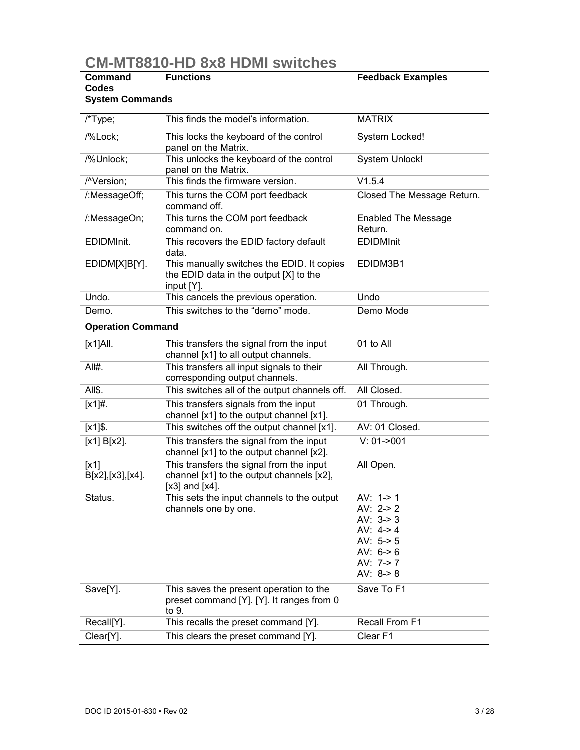# CM-MT8810-HD 8x8 HDMI switches

| Command Codes | Functions | Feedback Examples |
|---|---|---|
| **System Commands** | | |
| /*Type; | This finds the model's information. | MATRIX |
| /%Lock; | This locks the keyboard of the control panel on the Matrix. | System Locked! |
| /%Unlock; | This unlocks the keyboard of the control panel on the Matrix. | System Unlock! |
| /^Version; | This finds the firmware version. | V1.5.4 |
| /:MessageOff; | This turns the COM port feedback command off. | Closed The Message Return. |
| /:MessageOn; | This turns the COM port feedback command on. | Enabled The Message Return. |
| EDIDMInit. | This recovers the EDID factory default data. | EDIDMInit |
| EDIDM[X]B[Y]. | This manually switches the EDID. It copies the EDID data in the output [X] to the input [Y]. | EDIDM3B1 |
| Undo. | This cancels the previous operation. | Undo |
| Demo. | This switches to the "demo" mode. | Demo Mode |
| **Operation Command** | | |
| [x1]All. | This transfers the signal from the input channel [x1] to all output channels. | 01 to All |
| All#. | This transfers all input signals to their corresponding output channels. | All Through. |
| All$. | This switches all of the output channels off. | All Closed. |
| [x1]#. | This transfers signals from the input channel [x1] to the output channel [x1]. | 01 Through. |
| [x1]$. | This switches off the output channel [x1]. | AV: 01 Closed. |
| [x1] B[x2]. | This transfers the signal from the input channel [x1] to the output channel [x2]. | V: 01->001 |
| [x1] B[x2],[x3],[x4]. | This transfers the signal from the input channel [x1] to the output channels [x2], [x3] and [x4]. | All Open. |
| Status. | This sets the input channels to the output channels one by one. | AV: 1-> 1<br>AV: 2-> 2<br>AV: 3-> 3<br>AV: 4-> 4<br>AV: 5-> 5<br>AV: 6-> 6<br>AV: 7-> 7<br>AV: 8-> 8 |
| Save[Y]. | This saves the present operation to the preset command [Y]. [Y]. It ranges from 0 to 9. | Save To F1 |
| Recall[Y]. | This recalls the preset command [Y]. | Recall From F1 |
| Clear[Y]. | This clears the preset command [Y]. | Clear F1 |

DOC ID 2015-01-830 • Rev 02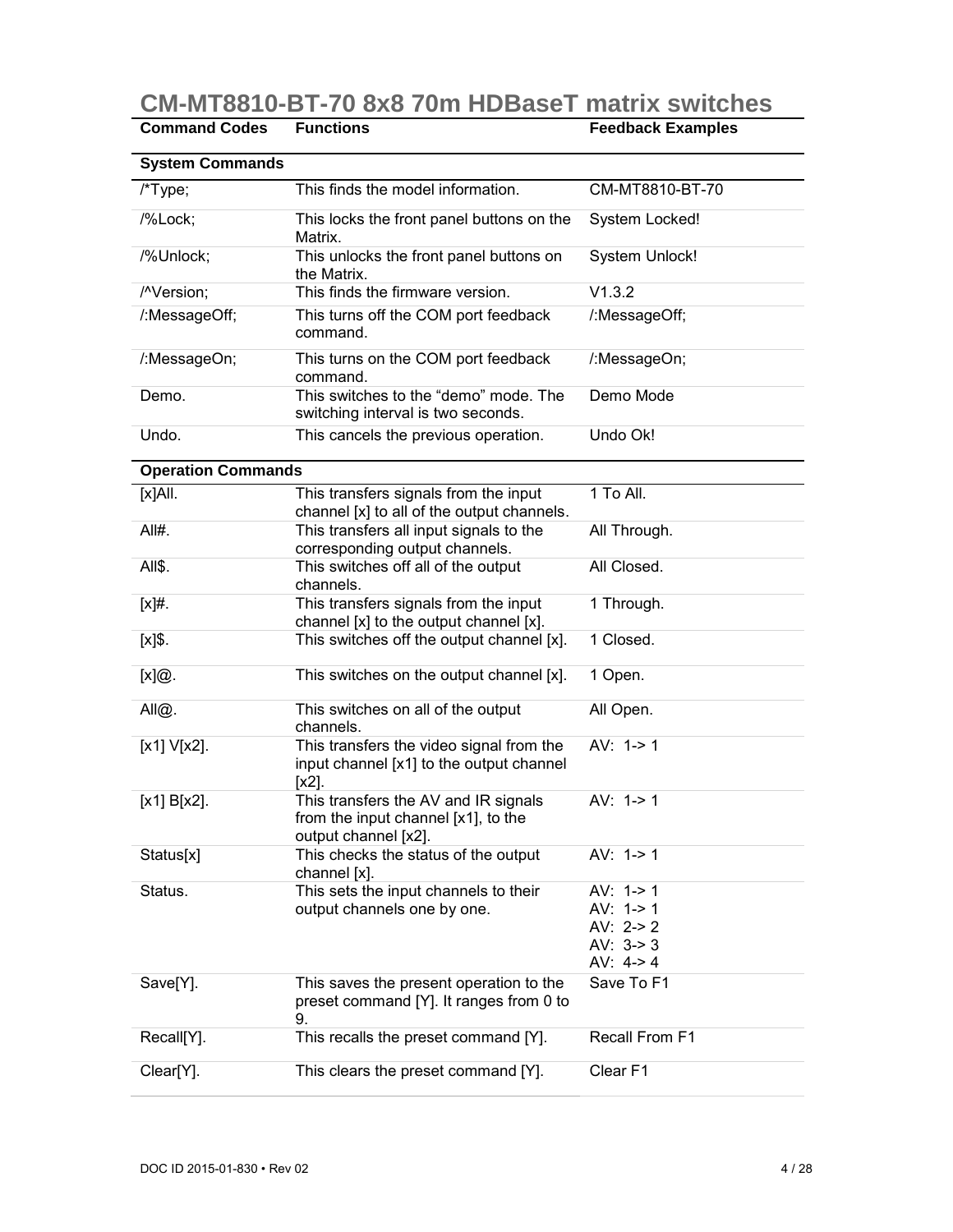# CM-MT8810-BT-70 8x8 70m HDBaseT matrix switches

| Command Codes | Functions | Feedback Examples |
|---|---|---|
| **System Commands** | | |
| /*Type; | This finds the model information. | CM-MT8810-BT-70 |
| /%Lock; | This locks the front panel buttons on the Matrix. | System Locked! |
| /%Unlock; | This unlocks the front panel buttons on the Matrix. | System Unlock! |
| /^Version; | This finds the firmware version. | V1.3.2 |
| /:MessageOff; | This turns off the COM port feedback command. | /:MessageOff; |
| /:MessageOn; | This turns on the COM port feedback command. | /:MessageOn; |
| Demo. | This switches to the “demo” mode. The switching interval is two seconds. | Demo Mode |
| Undo. | This cancels the previous operation. | Undo Ok! |
| **Operation Commands** | | |
| [x]All. | This transfers signals from the input channel [x] to all of the output channels. | 1 To All. |
| All#. | This transfers all input signals to the corresponding output channels. | All Through. |
| All$. | This switches off all of the output channels. | All Closed. |
| [x]#. | This transfers signals from the input channel [x] to the output channel [x]. | 1 Through. |
| [x]$. | This switches off the output channel [x]. | 1 Closed. |
| [x]@. | This switches on the output channel [x]. | 1 Open. |
| All@. | This switches on all of the output channels. | All Open. |
| [x1] V[x2]. | This transfers the video signal from the input channel [x1] to the output channel [x2]. | AV: 1-> 1 |
| [x1] B[x2]. | This transfers the AV and IR signals from the input channel [x1], to the output channel [x2]. | AV: 1-> 1 |
| Status[x] | This checks the status of the output channel [x]. | AV: 1-> 1 |
| Status. | This sets the input channels to their output channels one by one. | AV: 1-> 1<br>AV: 1-> 1<br>AV: 2-> 2<br>AV: 3-> 3<br>AV: 4-> 4 |
| Save[Y]. | This saves the present operation to the preset command [Y]. It ranges from 0 to 9. | Save To F1 |
| Recall[Y]. | This recalls the preset command [Y]. | Recall From F1 |
| Clear[Y]. | This clears the preset command [Y]. | Clear F1 |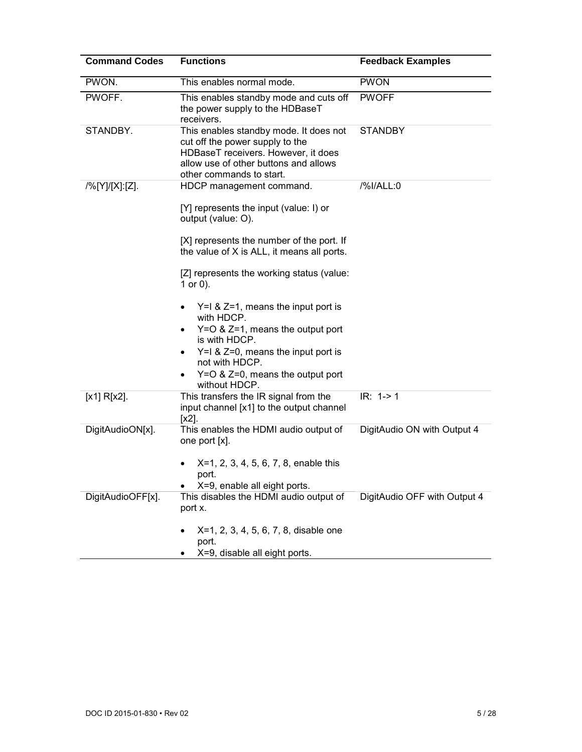| Command Codes | Functions | Feedback Examples |
|---|---|---|
| PWON. | This enables normal mode. | PWON |
| PWOFF. | This enables standby mode and cuts off the power supply to the HDBaseT receivers. | PWOFF |
| STANDBY. | This enables standby mode. It does not cut off the power supply to the HDBaseT receivers. However, it does allow use of other buttons and allows other commands to start. | STANDBY |
| /%[Y]/[X]:[Z]. | HDCP management command.<br><br>[Y] represents the input (value: I) or output (value: O).<br><br>[X] represents the number of the port. If the value of X is ALL, it means all ports.<br><br>[Z] represents the working status (value: 1 or 0).<br><br>• Y=I & Z=1, means the input port is with HDCP.<br>• Y=O & Z=1, means the output port is with HDCP.<br>• Y=I & Z=0, means the input port is not with HDCP.<br>• Y=O & Z=0, means the output port without HDCP. | /%I/ALL:0 |
| [x1] R[x2]. | This transfers the IR signal from the input channel [x1] to the output channel [x2]. | IR: 1-> 1 |
| DigitAudioON[x]. | This enables the HDMI audio output of one port [x].<br><br>• X=1, 2, 3, 4, 5, 6, 7, 8, enable this port.<br>• X=9, enable all eight ports. | DigitAudio ON with Output 4 |
| DigitAudioOFF[x]. | This disables the HDMI audio output of port x.<br><br>• X=1, 2, 3, 4, 5, 6, 7, 8, disable one port.<br>• X=9, disable all eight ports. | DigitAudio OFF with Output 4 |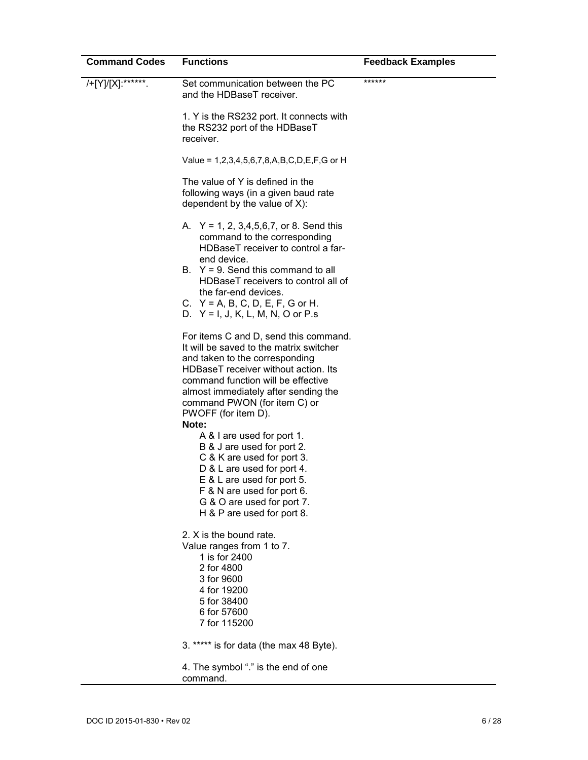| Command Codes | Functions | Feedback Examples |
|---|---|---|
| /+[Y]/[X]:******. | Set communication between the PC and the HDBaseT receiver.<br><br>1. Y is the RS232 port. It connects with the RS232 port of the HDBaseT receiver.<br><br>Value = 1,2,3,4,5,6,7,8,A,B,C,D,E,F,G or H<br><br>The value of Y is defined in the following ways (in a given baud rate dependent by the value of X):<br><br>A. Y = 1, 2, 3,4,5,6,7, or 8. Send this command to the corresponding HDBaseT receiver to control a far-end device.<br>B. Y = 9. Send this command to all HDBaseT receivers to control all of the far-end devices.<br>C. Y = A, B, C, D, E, F, G or H.<br>D. Y = I, J, K, L, M, N, O or P.s<br><br>For items C and D, send this command. It will be saved to the matrix switcher and taken to the corresponding HDBaseT receiver without action. Its command function will be effective almost immediately after sending the command PWON (for item C) or PWOFF (for item D).<br>**Note:**<br>A & I are used for port 1.<br>B & J are used for port 2.<br>C & K are used for port 3.<br>D & L are used for port 4.<br>E & L are used for port 5.<br>F & N are used for port 6.<br>G & O are used for port 7.<br>H & P are used for port 8.<br><br>2. X is the bound rate.<br>Value ranges from 1 to 7.<br>1 is for 2400<br>2 for 4800<br>3 for 9600<br>4 for 19200<br>5 for 38400<br>6 for 57600<br>7 for 115200<br><br>3. ***** is for data (the max 48 Byte).<br><br>4. The symbol "." is the end of one command. | ****** |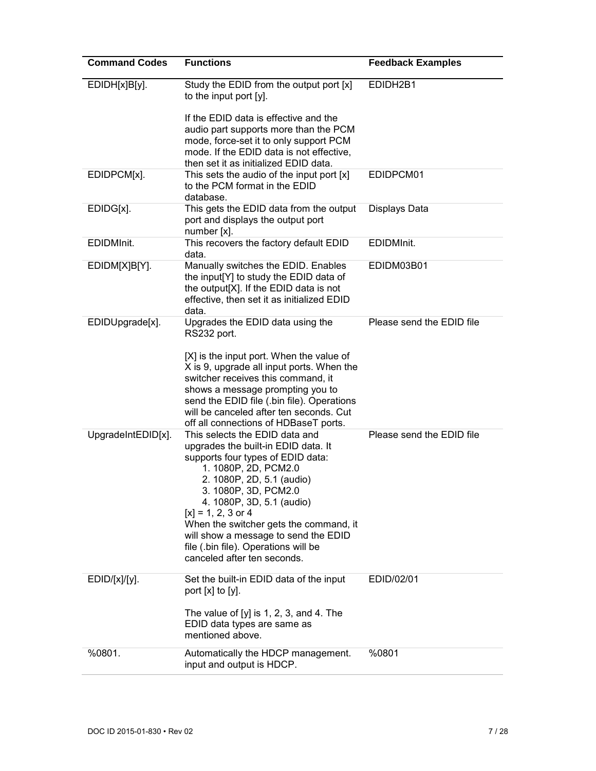| Command Codes | Functions | Feedback Examples |
|---|---|---|
| EDIDH[x]B[y]. | Study the EDID from the output port [x] to the input port [y].<br><br>If the EDID data is effective and the audio part supports more than the PCM mode, force-set it to only support PCM mode. If the EDID data is not effective, then set it as initialized EDID data. | EDIDH2B1 |
| EDIDPCM[x]. | This sets the audio of the input port [x] to the PCM format in the EDID database. | EDIDPCM01 |
| EDIDG[x]. | This gets the EDID data from the output port and displays the output port number [x]. | Displays Data |
| EDIDMInit. | This recovers the factory default EDID data. | EDIDMInit. |
| EDIDM[X]B[Y]. | Manually switches the EDID. Enables the input[Y] to study the EDID data of the output[X]. If the EDID data is not effective, then set it as initialized EDID data. | EDIDM03B01 |
| EDIDUpgrade[x]. | Upgrades the EDID data using the RS232 port.<br><br>[X] is the input port. When the value of X is 9, upgrade all input ports. When the switcher receives this command, it shows a message prompting you to send the EDID file (.bin file). Operations will be canceled after ten seconds. Cut off all connections of HDBaseT ports. | Please send the EDID file |
| UpgradeIntEDID[x]. | This selects the EDID data and upgrades the built-in EDID data. It supports four types of EDID data:<br>1. 1080P, 2D, PCM2.0<br>2. 1080P, 2D, 5.1 (audio)<br>3. 1080P, 3D, PCM2.0<br>4. 1080P, 3D, 5.1 (audio)<br>[x] = 1, 2, 3 or 4<br>When the switcher gets the command, it will show a message to send the EDID file (.bin file). Operations will be canceled after ten seconds. | Please send the EDID file |
| EDID/[x]/[y]. | Set the built-in EDID data of the input port [x] to [y].<br><br>The value of [y] is 1, 2, 3, and 4. The EDID data types are same as mentioned above. | EDID/02/01 |
| %0801. | Automatically the HDCP management. input and output is HDCP. | %0801 |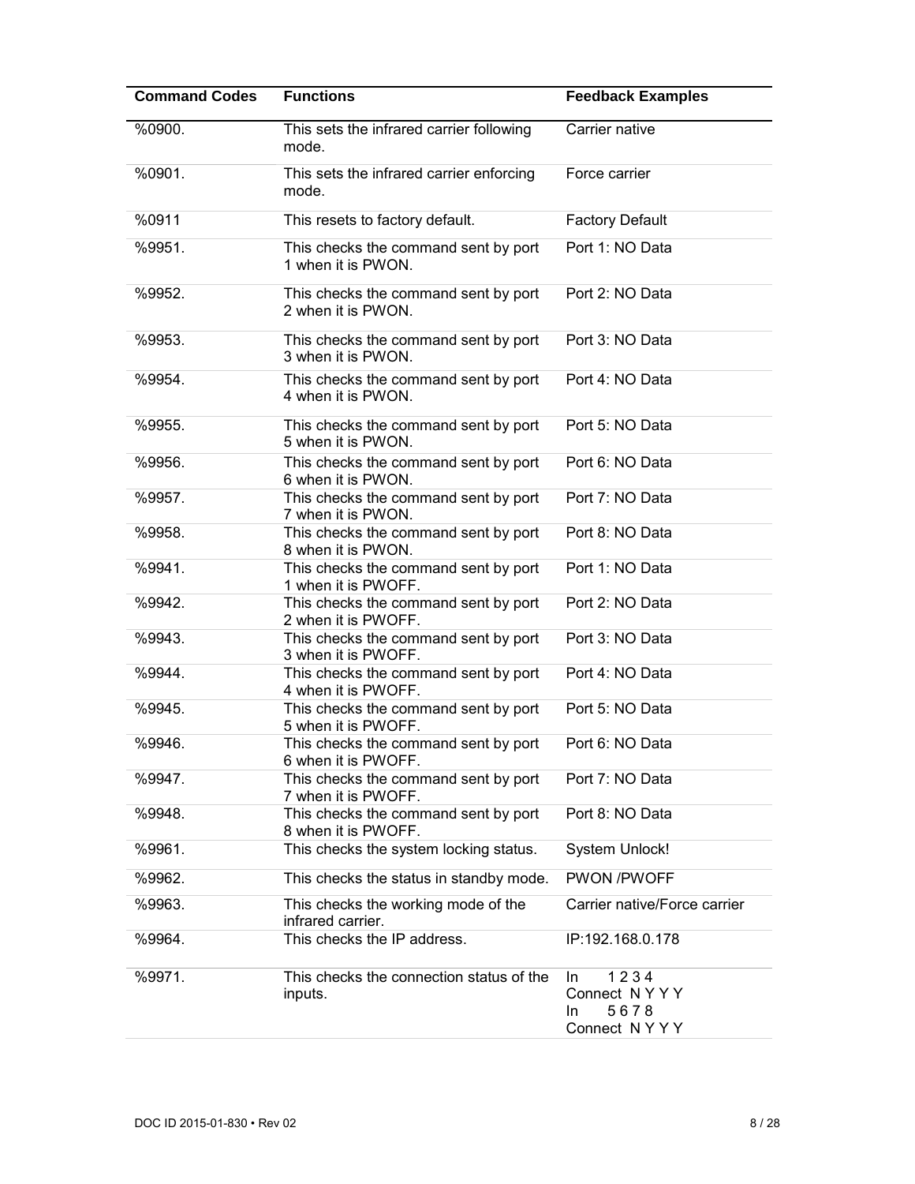| Command Codes | Functions | Feedback Examples |
|---|---|---|
| %0900. | This sets the infrared carrier following mode. | Carrier native |
| %0901. | This sets the infrared carrier enforcing mode. | Force carrier |
| %0911 | This resets to factory default. | Factory Default |
| %9951. | This checks the command sent by port 1 when it is PWON. | Port 1: NO Data |
| %9952. | This checks the command sent by port 2 when it is PWON. | Port 2: NO Data |
| %9953. | This checks the command sent by port 3 when it is PWON. | Port 3: NO Data |
| %9954. | This checks the command sent by port 4 when it is PWON. | Port 4: NO Data |
| %9955. | This checks the command sent by port 5 when it is PWON. | Port 5: NO Data |
| %9956. | This checks the command sent by port 6 when it is PWON. | Port 6: NO Data |
| %9957. | This checks the command sent by port 7 when it is PWON. | Port 7: NO Data |
| %9958. | This checks the command sent by port 8 when it is PWON. | Port 8: NO Data |
| %9941. | This checks the command sent by port 1 when it is PWOFF. | Port 1: NO Data |
| %9942. | This checks the command sent by port 2 when it is PWOFF. | Port 2: NO Data |
| %9943. | This checks the command sent by port 3 when it is PWOFF. | Port 3: NO Data |
| %9944. | This checks the command sent by port 4 when it is PWOFF. | Port 4: NO Data |
| %9945. | This checks the command sent by port 5 when it is PWOFF. | Port 5: NO Data |
| %9946. | This checks the command sent by port 6 when it is PWOFF. | Port 6: NO Data |
| %9947. | This checks the command sent by port 7 when it is PWOFF. | Port 7: NO Data |
| %9948. | This checks the command sent by port 8 when it is PWOFF. | Port 8: NO Data |
| %9961. | This checks the system locking status. | System Unlock! |
| %9962. | This checks the status in standby mode. | PWON /PWOFF |
| %9963. | This checks the working mode of the infrared carrier. | Carrier native/Force carrier |
| %9964. | This checks the IP address. | IP:192.168.0.178 |
| %9971. | This checks the connection status of the inputs. | In 1 2 3 4<br>Connect N Y Y Y<br>In 5 6 7 8<br>Connect N Y Y Y |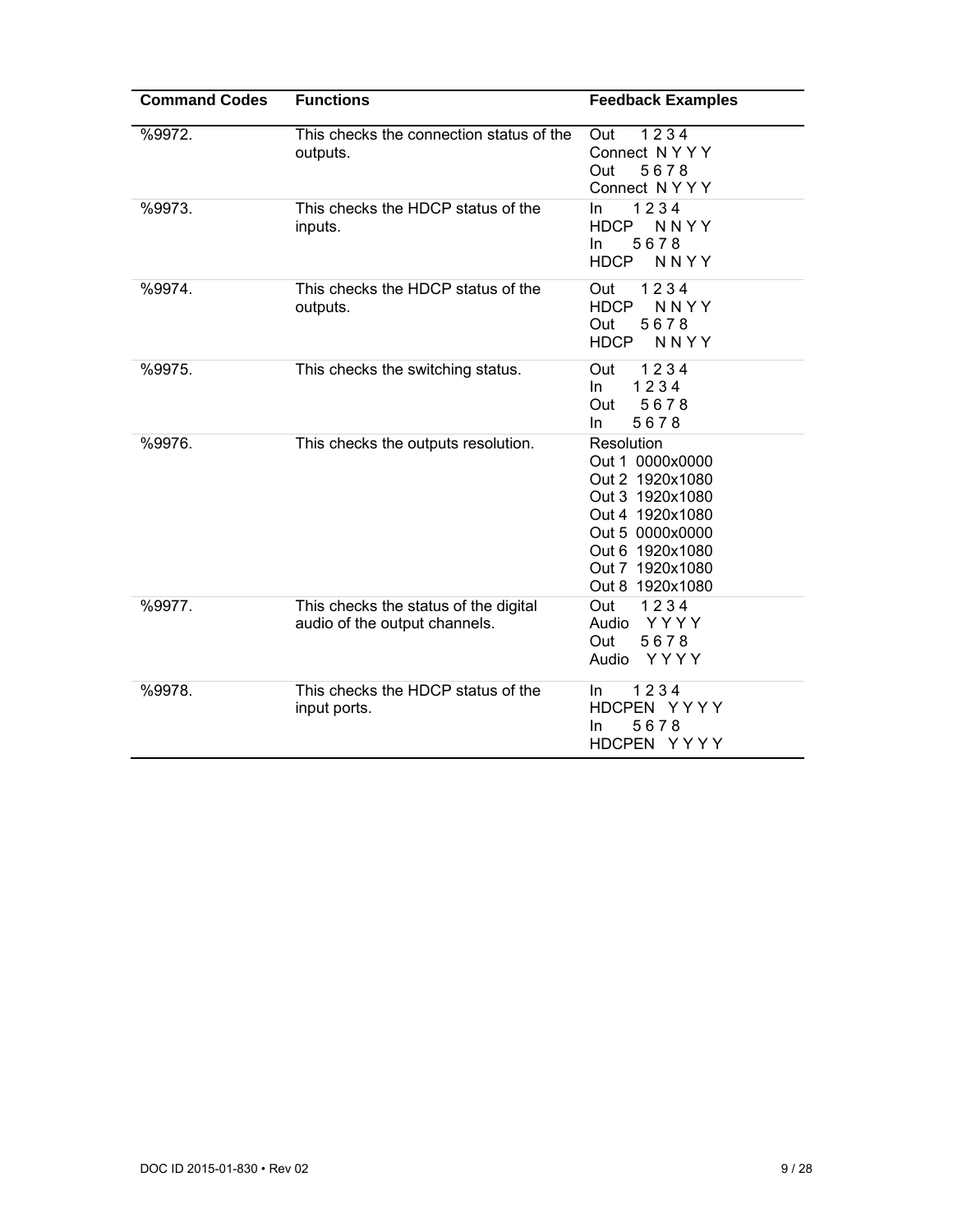| Command Codes | Functions | Feedback Examples |
|---|---|---|
| %9972. | This checks the connection status of the outputs. | Out 1 2 3 4<br>Connect N Y Y Y<br>Out 5 6 7 8<br>Connect N Y Y Y |
| %9973. | This checks the HDCP status of the inputs. | In 1 2 3 4<br>HDCP N N Y Y<br>In 5 6 7 8<br>HDCP N N Y Y |
| %9974. | This checks the HDCP status of the outputs. | Out 1 2 3 4<br>HDCP N N Y Y<br>Out 5 6 7 8<br>HDCP N N Y Y |
| %9975. | This checks the switching status. | Out 1 2 3 4<br>In 1 2 3 4<br>Out 5 6 7 8<br>In 5 6 7 8 |
| %9976. | This checks the outputs resolution. | Resolution<br>Out 1 0000x0000<br>Out 2 1920x1080<br>Out 3 1920x1080<br>Out 4 1920x1080<br>Out 5 0000x0000<br>Out 6 1920x1080<br>Out 7 1920x1080<br>Out 8 1920x1080 |
| %9977. | This checks the status of the digital audio of the output channels. | Out 1 2 3 4<br>Audio Y Y Y Y<br>Out 5 6 7 8<br>Audio Y Y Y Y |
| %9978. | This checks the HDCP status of the input ports. | In 1 2 3 4<br>HDCPEN Y Y Y Y<br>In 5 6 7 8<br>HDCPEN Y Y Y Y |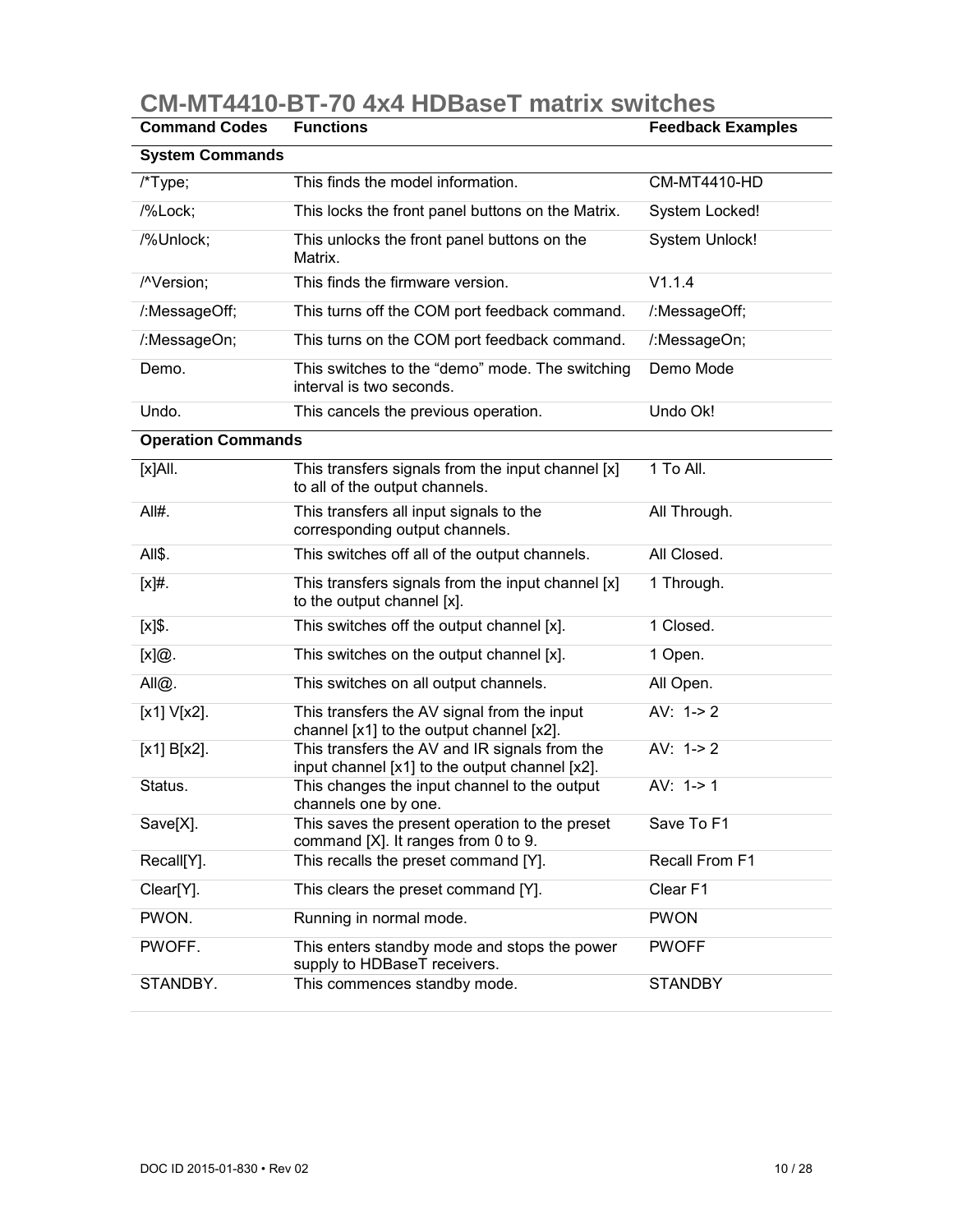# CM-MT4410-BT-70 4x4 HDBaseT matrix switches

| Command Codes | Functions | Feedback Examples |
|---|---|---|
| **System Commands** | | |
| /*Type; | This finds the model information. | CM-MT4410-HD |
| /%Lock; | This locks the front panel buttons on the Matrix. | System Locked! |
| /%Unlock; | This unlocks the front panel buttons on the Matrix. | System Unlock! |
| /^Version; | This finds the firmware version. | V1.1.4 |
| /:MessageOff; | This turns off the COM port feedback command. | /:MessageOff; |
| /:MessageOn; | This turns on the COM port feedback command. | /:MessageOn; |
| Demo. | This switches to the “demo” mode. The switching interval is two seconds. | Demo Mode |
| Undo. | This cancels the previous operation. | Undo Ok! |
| **Operation Commands** | | |
| [x]All. | This transfers signals from the input channel [x] to all of the output channels. | 1 To All. |
| All#. | This transfers all input signals to the corresponding output channels. | All Through. |
| All$. | This switches off all of the output channels. | All Closed. |
| [x]#. | This transfers signals from the input channel [x] to the output channel [x]. | 1 Through. |
| [x]$. | This switches off the output channel [x]. | 1 Closed. |
| [x]@. | This switches on the output channel [x]. | 1 Open. |
| All@. | This switches on all output channels. | All Open. |
| [x1] V[x2]. | This transfers the AV signal from the input channel [x1] to the output channel [x2]. | AV: 1-> 2 |
| [x1] B[x2]. | This transfers the AV and IR signals from the input channel [x1] to the output channel [x2]. | AV: 1-> 2 |
| Status. | This changes the input channel to the output channels one by one. | AV: 1-> 1 |
| Save[X]. | This saves the present operation to the preset command [X]. It ranges from 0 to 9. | Save To F1 |
| Recall[Y]. | This recalls the preset command [Y]. | Recall From F1 |
| Clear[Y]. | This clears the preset command [Y]. | Clear F1 |
| PWON. | Running in normal mode. | PWON |
| PWOFF. | This enters standby mode and stops the power supply to HDBaseT receivers. | PWOFF |
| STANDBY. | This commences standby mode. | STANDBY |

DOC ID 2015-01-830 • Rev 02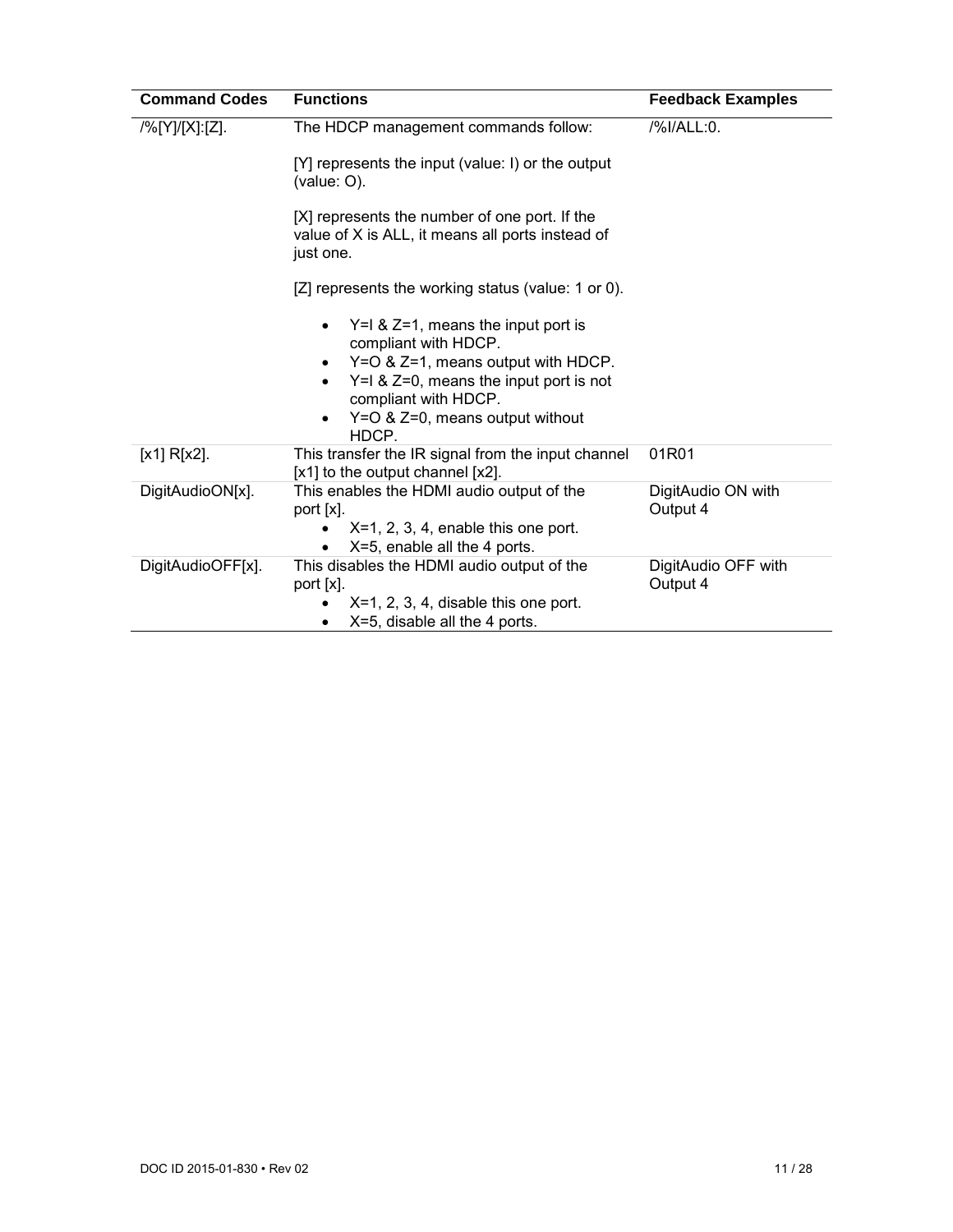| Command Codes | Functions | Feedback Examples |
|---|---|---|
| /%[Y]/[X]:[Z]. | The HDCP management commands follow:<br><br>[Y] represents the input (value: I) or the output (value: O).<br><br>[X] represents the number of one port. If the value of X is ALL, it means all ports instead of just one.<br><br>[Z] represents the working status (value: 1 or 0).<br><br>• Y=I & Z=1, means the input port is compliant with HDCP.<br>• Y=O & Z=1, means output with HDCP.<br>• Y=I & Z=0, means the input port is not compliant with HDCP.<br>• Y=O & Z=0, means output without HDCP. | /%I/ALL:0. |
| [x1] R[x2]. | This transfer the IR signal from the input channel [x1] to the output channel [x2]. | 01R01 |
| DigitAudioON[x]. | This enables the HDMI audio output of the port [x].<br>• X=1, 2, 3, 4, enable this one port.<br>• X=5, enable all the 4 ports. | DigitAudio ON with Output 4 |
| DigitAudioOFF[x]. | This disables the HDMI audio output of the port [x].<br>• X=1, 2, 3, 4, disable this one port.<br>• X=5, disable all the 4 ports. | DigitAudio OFF with Output 4 |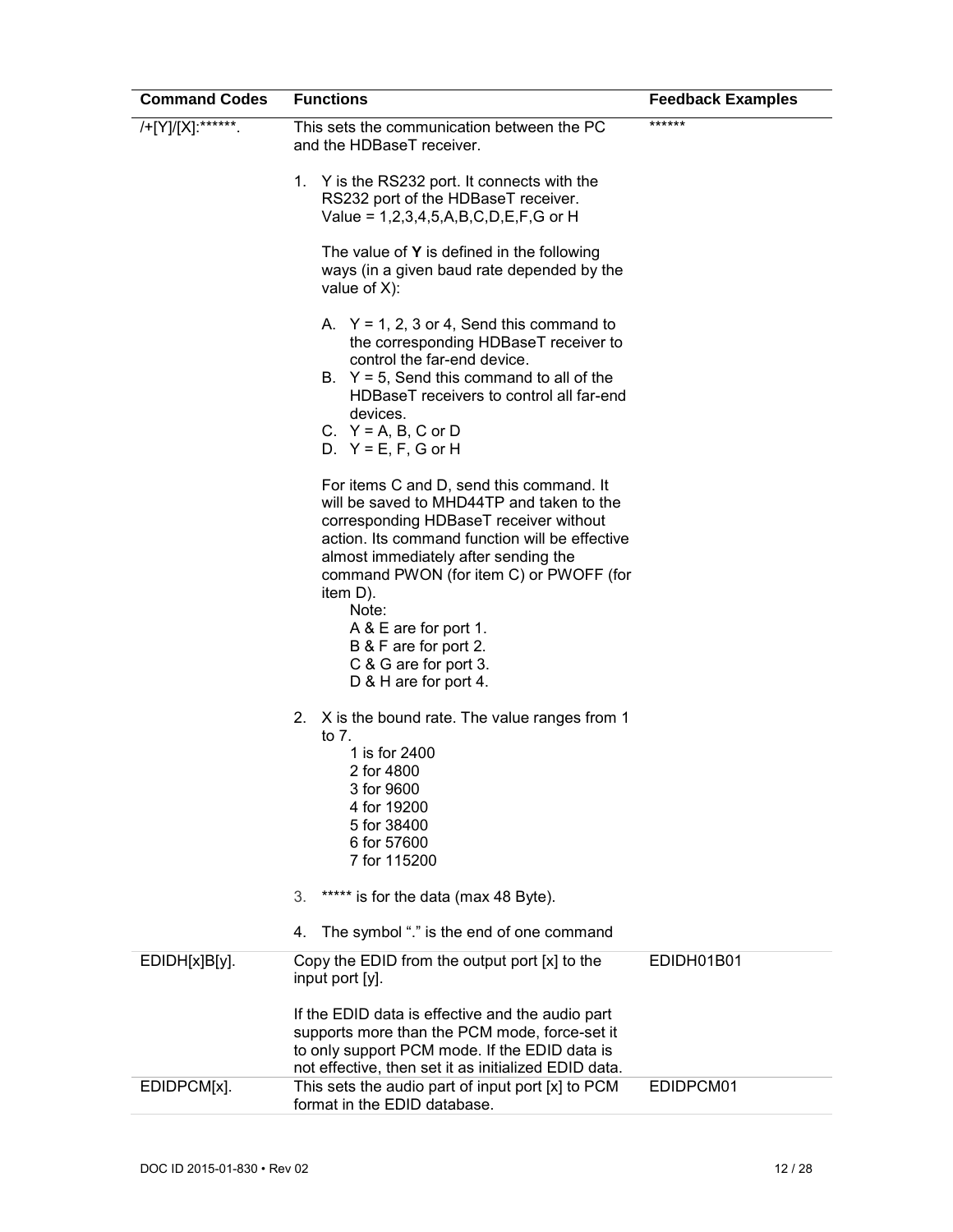| Command Codes | Functions | Feedback Examples |
|---|---|---|
| /+[Y]/[X]:******. | This sets the communication between the PC and the HDBaseT receiver.<br><br>1. Y is the RS232 port. It connects with the RS232 port of the HDBaseT receiver. Value = 1,2,3,4,5,A,B,C,D,E,F,G or H<br><br>The value of **Y** is defined in the following ways (in a given baud rate depended by the value of X):<br><br>A. Y = 1, 2, 3 or 4, Send this command to the corresponding HDBaseT receiver to control the far-end device.<br>B. Y = 5, Send this command to all of the HDBaseT receivers to control all far-end devices.<br>C. Y = A, B, C or D<br>D. Y = E, F, G or H<br><br>For items C and D, send this command. It will be saved to MHD44TP and taken to the corresponding HDBaseT receiver without action. Its command function will be effective almost immediately after sending the command PWON (for item C) or PWOFF (for item D).<br>Note:<br>A & E are for port 1.<br>B & F are for port 2.<br>C & G are for port 3.<br>D & H are for port 4.<br><br>2. X is the bound rate. The value ranges from 1 to 7.<br>1 is for 2400<br>2 for 4800<br>3 for 9600<br>4 for 19200<br>5 for 38400<br>6 for 57600<br>7 for 115200<br><br>3. ***** is for the data (max 48 Byte).<br><br>4. The symbol "." is the end of one command | ****** |
| EDIDH[x]B[y]. | Copy the EDID from the output port [x] to the input port [y].<br><br>If the EDID data is effective and the audio part supports more than the PCM mode, force-set it to only support PCM mode. If the EDID data is not effective, then set it as initialized EDID data. | EDIDH01B01 |
| EDIDPCM[x]. | This sets the audio part of input port [x] to PCM format in the EDID database. | EDIDPCM01 |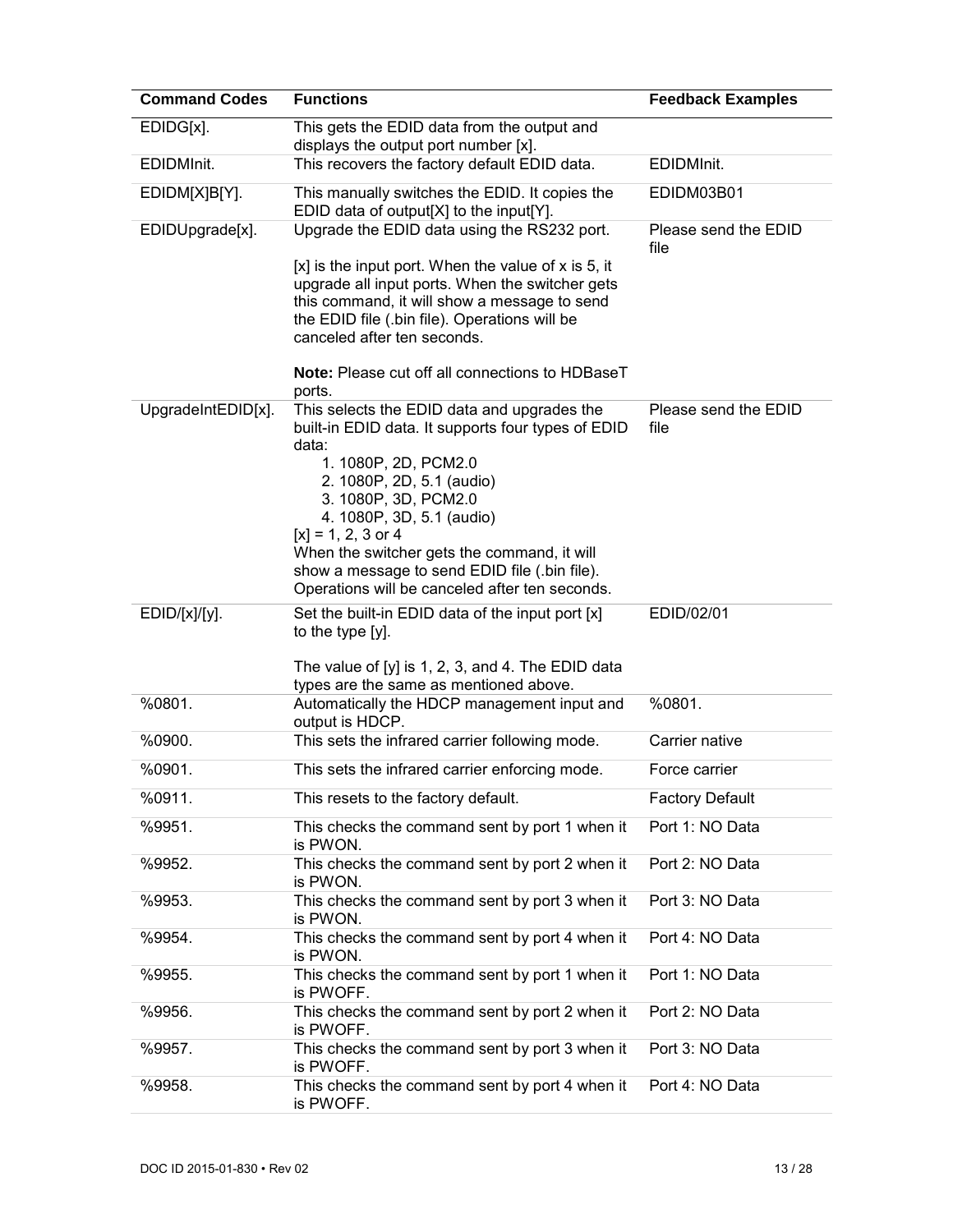| Command Codes | Functions | Feedback Examples |
|---|---|---|
| EDIDG[x]. | This gets the EDID data from the output and displays the output port number [x]. | |
| EDIDMInit. | This recovers the factory default EDID data. | EDIDMInit. |
| EDIDM[X]B[Y]. | This manually switches the EDID. It copies the EDID data of output[X] to the input[Y]. | EDIDM03B01 |
| EDIDUpgrade[x]. | Upgrade the EDID data using the RS232 port.<br><br>[x] is the input port. When the value of x is 5, it upgrade all input ports. When the switcher gets this command, it will show a message to send the EDID file (.bin file). Operations will be canceled after ten seconds.<br><br>**Note:** Please cut off all connections to HDBaseT ports. | Please send the EDID file |
| UpgradeIntEDID[x]. | This selects the EDID data and upgrades the built-in EDID data. It supports four types of EDID data:<br>1. 1080P, 2D, PCM2.0<br>2. 1080P, 2D, 5.1 (audio)<br>3. 1080P, 3D, PCM2.0<br>4. 1080P, 3D, 5.1 (audio)<br>[x] = 1, 2, 3 or 4<br>When the switcher gets the command, it will show a message to send EDID file (.bin file). Operations will be canceled after ten seconds. | Please send the EDID file |
| EDID/[x]/[y]. | Set the built-in EDID data of the input port [x] to the type [y].<br><br>The value of [y] is 1, 2, 3, and 4. The EDID data types are the same as mentioned above. | EDID/02/01 |
| %0801. | Automatically the HDCP management input and output is HDCP. | %0801. |
| %0900. | This sets the infrared carrier following mode. | Carrier native |
| %0901. | This sets the infrared carrier enforcing mode. | Force carrier |
| %0911. | This resets to the factory default. | Factory Default |
| %9951. | This checks the command sent by port 1 when it is PWON. | Port 1: NO Data |
| %9952. | This checks the command sent by port 2 when it is PWON. | Port 2: NO Data |
| %9953. | This checks the command sent by port 3 when it is PWON. | Port 3: NO Data |
| %9954. | This checks the command sent by port 4 when it is PWON. | Port 4: NO Data |
| %9955. | This checks the command sent by port 1 when it is PWOFF. | Port 1: NO Data |
| %9956. | This checks the command sent by port 2 when it is PWOFF. | Port 2: NO Data |
| %9957. | This checks the command sent by port 3 when it is PWOFF. | Port 3: NO Data |
| %9958. | This checks the command sent by port 4 when it is PWOFF. | Port 4: NO Data |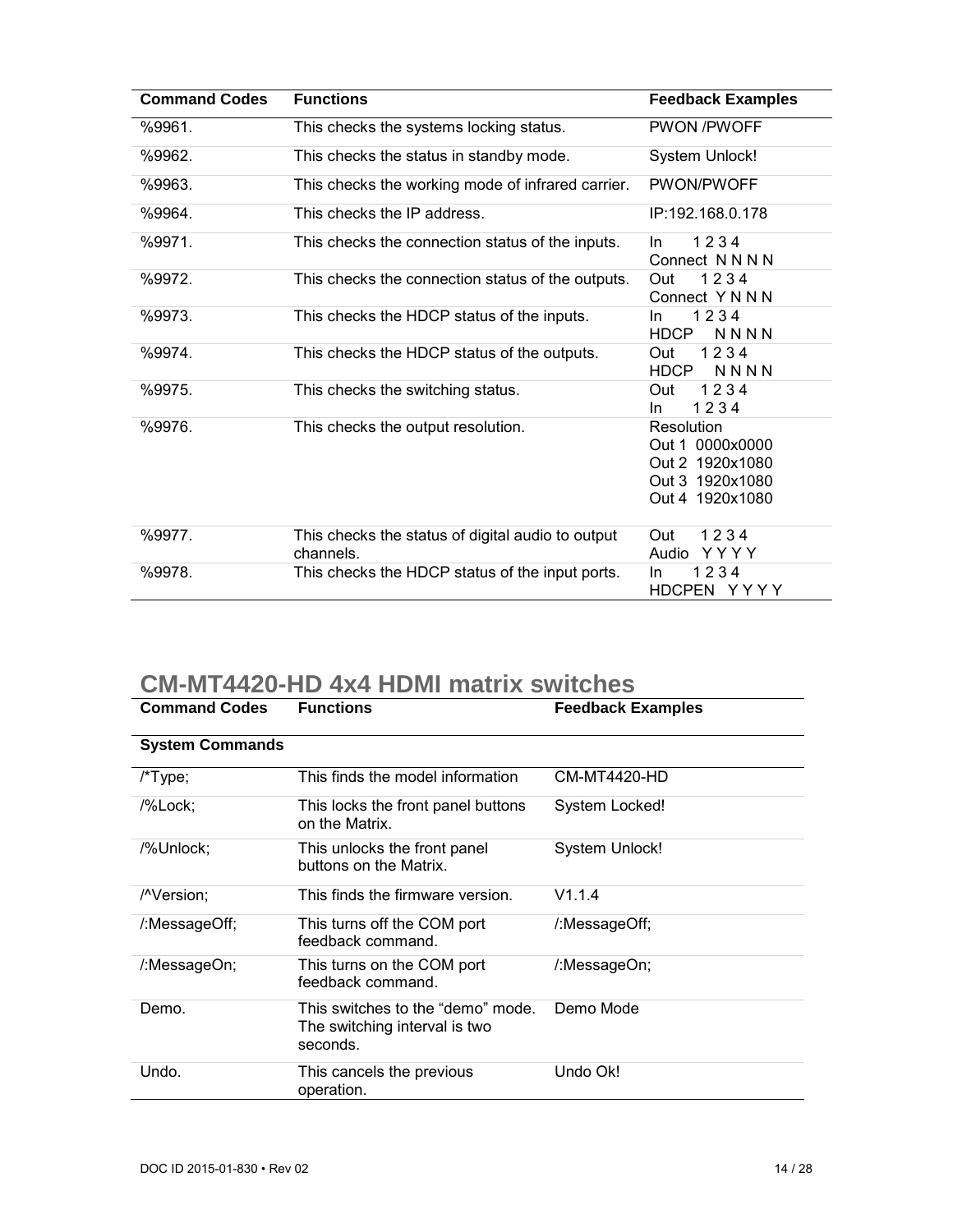| Command Codes | Functions | Feedback Examples |
|---|---|---|
| %9961. | This checks the systems locking status. | PWON /PWOFF |
| %9962. | This checks the status in standby mode. | System Unlock! |
| %9963. | This checks the working mode of infrared carrier. | PWON/PWOFF |
| %9964. | This checks the IP address. | IP:192.168.0.178 |
| %9971. | This checks the connection status of the inputs. | In 1 2 3 4<br>Connect N N N N |
| %9972. | This checks the connection status of the outputs. | Out 1 2 3 4<br>Connect Y N N N |
| %9973. | This checks the HDCP status of the inputs. | In 1 2 3 4<br>HDCP N N N N |
| %9974. | This checks the HDCP status of the outputs. | Out 1 2 3 4<br>HDCP N N N N |
| %9975. | This checks the switching status. | Out 1 2 3 4<br>In 1 2 3 4 |
| %9976. | This checks the output resolution. | Resolution<br>Out 1 0000x0000<br>Out 2 1920x1080<br>Out 3 1920x1080<br>Out 4 1920x1080 |
| %9977. | This checks the status of digital audio to output channels. | Out 1 2 3 4<br>Audio Y Y Y Y |
| %9978. | This checks the HDCP status of the input ports. | In 1 2 3 4<br>HDCPEN Y Y Y Y |

## CM-MT4420-HD 4x4 HDMI matrix switches

| Command Codes | Functions | Feedback Examples |
|---|---|---|
| **System Commands** | | |
| /*Type; | This finds the model information | CM-MT4420-HD |
| /%Lock; | This locks the front panel buttons on the Matrix. | System Locked! |
| /%Unlock; | This unlocks the front panel buttons on the Matrix. | System Unlock! |
| /^Version; | This finds the firmware version. | V1.1.4 |
| /:MessageOff; | This turns off the COM port feedback command. | /:MessageOff; |
| /:MessageOn; | This turns on the COM port feedback command. | /:MessageOn; |
| Demo. | This switches to the “demo” mode. The switching interval is two seconds. | Demo Mode |
| Undo. | This cancels the previous operation. | Undo Ok! |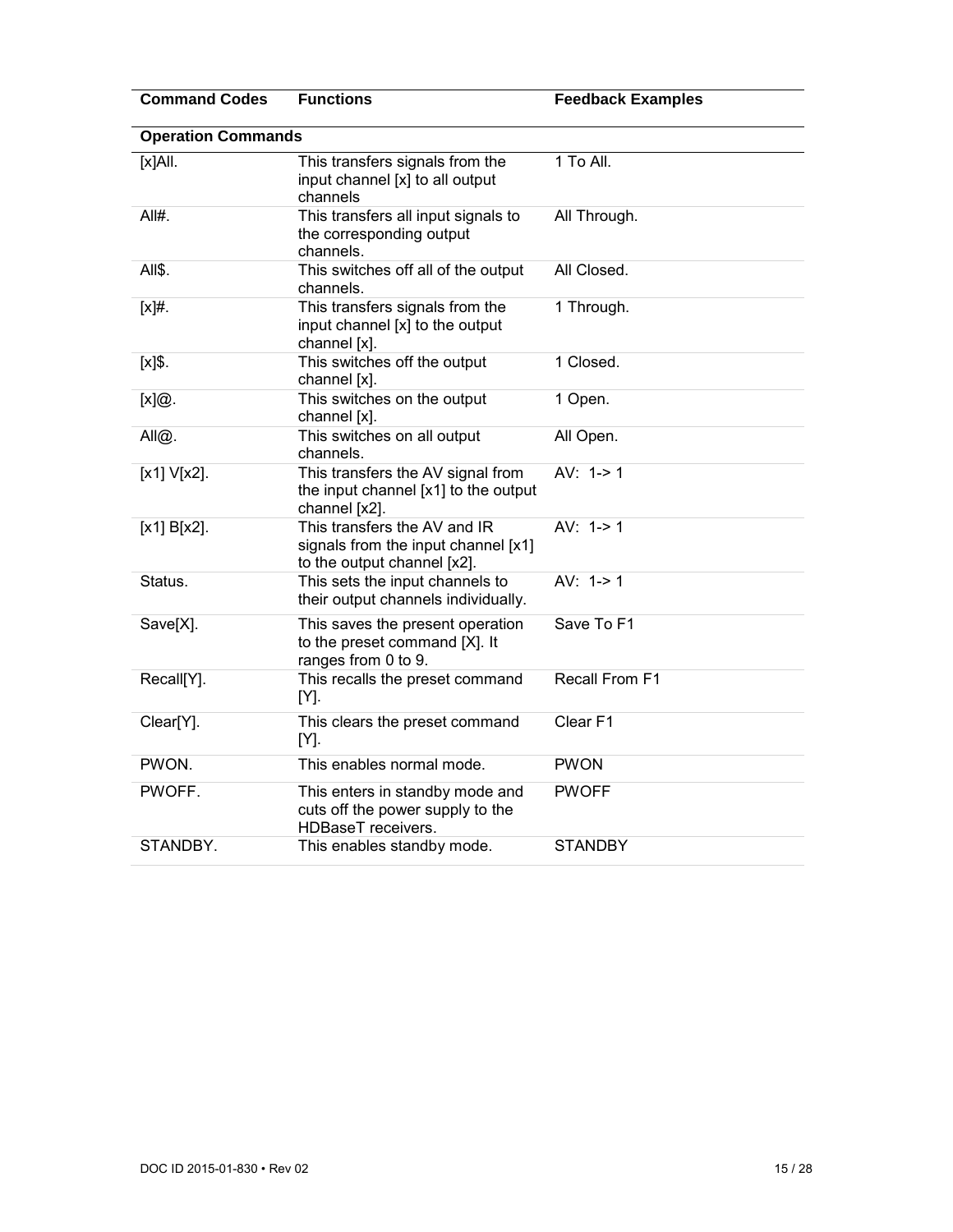| Command Codes | Functions | Feedback Examples |
|---|---|---|
| **Operation Commands** | | |
| [x]All. | This transfers signals from the input channel [x] to all output channels | 1 To All. |
| All#. | This transfers all input signals to the corresponding output channels. | All Through. |
| All$. | This switches off all of the output channels. | All Closed. |
| [x]#. | This transfers signals from the input channel [x] to the output channel [x]. | 1 Through. |
| [x]$. | This switches off the output channel [x]. | 1 Closed. |
| [x]@. | This switches on the output channel [x]. | 1 Open. |
| All@. | This switches on all output channels. | All Open. |
| [x1] V[x2]. | This transfers the AV signal from the input channel [x1] to the output channel [x2]. | AV: 1-> 1 |
| [x1] B[x2]. | This transfers the AV and IR signals from the input channel [x1] to the output channel [x2]. | AV: 1-> 1 |
| Status. | This sets the input channels to their output channels individually. | AV: 1-> 1 |
| Save[X]. | This saves the present operation to the preset command [X]. It ranges from 0 to 9. | Save To F1 |
| Recall[Y]. | This recalls the preset command [Y]. | Recall From F1 |
| Clear[Y]. | This clears the preset command [Y]. | Clear F1 |
| PWON. | This enables normal mode. | PWON |
| PWOFF. | This enters in standby mode and cuts off the power supply to the HDBaseT receivers. | PWOFF |
| STANDBY. | This enables standby mode. | STANDBY |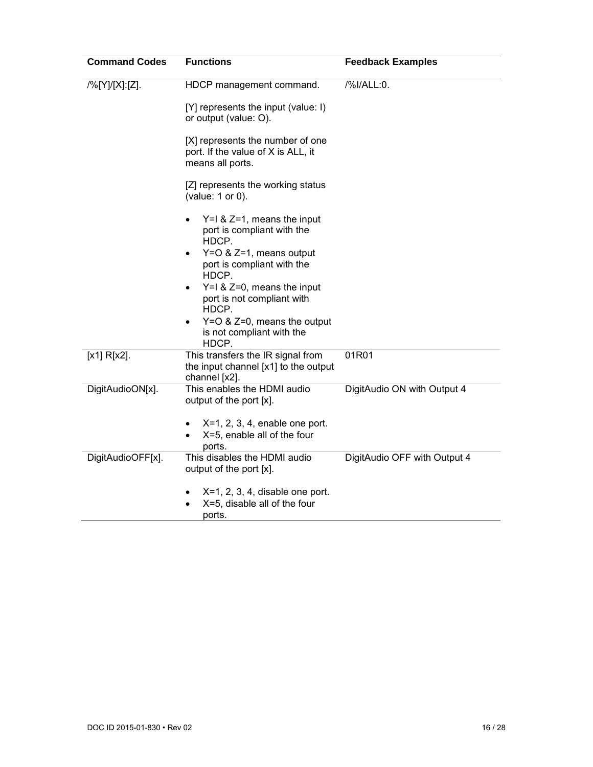| Command Codes | Functions | Feedback Examples |
|---|---|---|
| /%[Y]/[X]:[Z]. | HDCP management command.<br><br>[Y] represents the input (value: I) or output (value: O).<br><br>[X] represents the number of one port. If the value of X is ALL, it means all ports.<br><br>[Z] represents the working status (value: 1 or 0).<br><br>• Y=I & Z=1, means the input port is compliant with the HDCP.<br>• Y=O & Z=1, means output port is compliant with the HDCP.<br>• Y=I & Z=0, means the input port is not compliant with HDCP.<br>• Y=O & Z=0, means the output is not compliant with the HDCP. | /%I/ALL:0. |
| [x1] R[x2]. | This transfers the IR signal from the input channel [x1] to the output channel [x2]. | 01R01 |
| DigitAudioON[x]. | This enables the HDMI audio output of the port [x].<br><br>• X=1, 2, 3, 4, enable one port.<br>• X=5, enable all of the four ports. | DigitAudio ON with Output 4 |
| DigitAudioOFF[x]. | This disables the HDMI audio output of the port [x].<br><br>• X=1, 2, 3, 4, disable one port.<br>• X=5, disable all of the four ports. | DigitAudio OFF with Output 4 |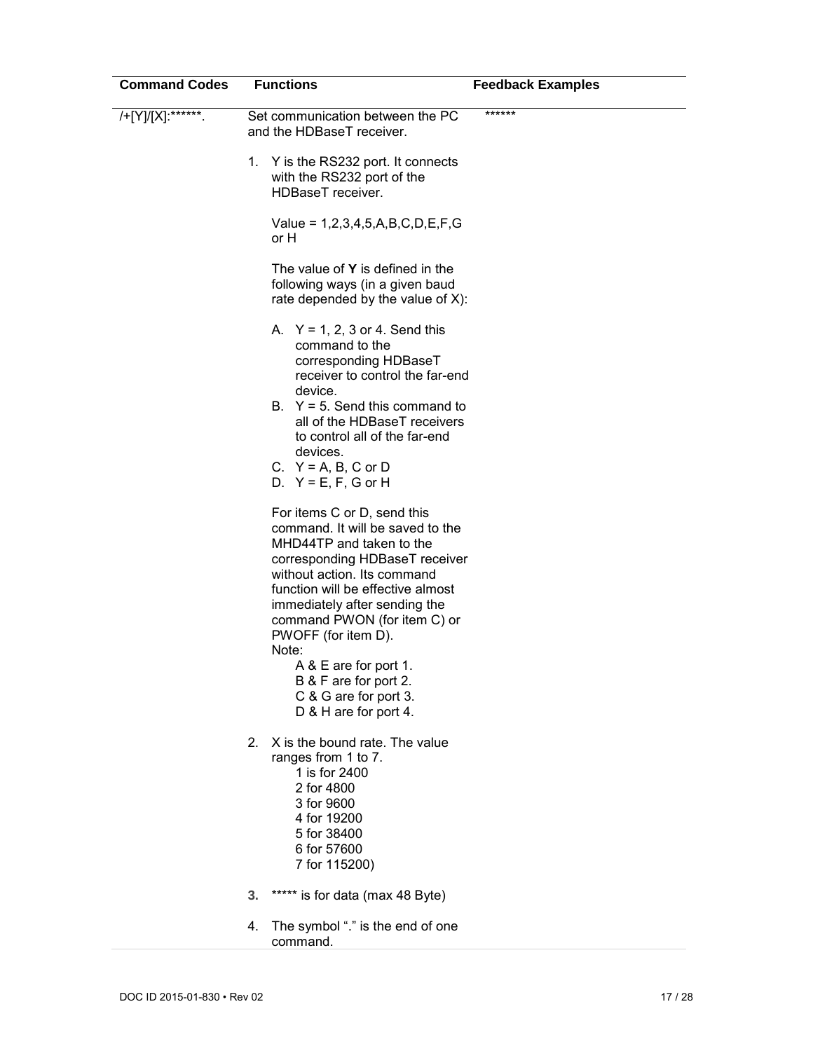| Command Codes | Functions | Feedback Examples |
|---|---|---|
| /+[Y]/[X]:******. | Set communication between the PC and the HDBaseT receiver.<br><br>1. Y is the RS232 port. It connects with the RS232 port of the HDBaseT receiver.<br><br>Value = 1,2,3,4,5,A,B,C,D,E,F,G or H<br><br>The value of **Y** is defined in the following ways (in a given baud rate depended by the value of X):<br><br>A. Y = 1, 2, 3 or 4. Send this command to the corresponding HDBaseT receiver to control the far-end device.<br>B. Y = 5. Send this command to all of the HDBaseT receivers to control all of the far-end devices.<br>C. Y = A, B, C or D<br>D. Y = E, F, G or H<br><br>For items C or D, send this command. It will be saved to the MHD44TP and taken to the corresponding HDBaseT receiver without action. Its command function will be effective almost immediately after sending the command PWON (for item C) or PWOFF (for item D).<br>Note:<br>A & E are for port 1.<br>B & F are for port 2.<br>C & G are for port 3.<br>D & H are for port 4.<br><br>2. X is the bound rate. The value ranges from 1 to 7.<br>1 is for 2400<br>2 for 4800<br>3 for 9600<br>4 for 19200<br>5 for 38400<br>6 for 57600<br>7 for 115200)<br><br>**3.** ***** is for data (max 48 Byte)<br><br>4. The symbol "." is the end of one command. | ****** |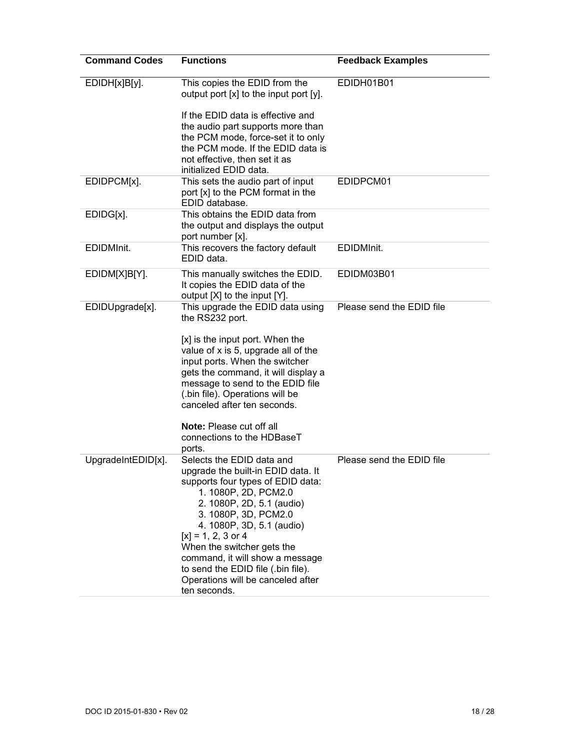| Command Codes | Functions | Feedback Examples |
|---|---|---|
| EDIDH[x]B[y]. | This copies the EDID from the output port [x] to the input port [y].<br><br>If the EDID data is effective and the audio part supports more than the PCM mode, force-set it to only the PCM mode. If the EDID data is not effective, then set it as initialized EDID data. | EDIDH01B01 |
| EDIDPCM[x]. | This sets the audio part of input port [x] to the PCM format in the EDID database. | EDIDPCM01 |
| EDIDG[x]. | This obtains the EDID data from the output and displays the output port number [x]. | |
| EDIDMInit. | This recovers the factory default EDID data. | EDIDMInit. |
| EDIDM[X]B[Y]. | This manually switches the EDID. It copies the EDID data of the output [X] to the input [Y]. | EDIDM03B01 |
| EDIDUpgrade[x]. | This upgrade the EDID data using the RS232 port.<br><br>[x] is the input port. When the value of x is 5, upgrade all of the input ports. When the switcher gets the command, it will display a message to send to the EDID file (.bin file). Operations will be canceled after ten seconds.<br><br>**Note:** Please cut off all connections to the HDBaseT ports. | Please send the EDID file |
| UpgradeIntEDID[x]. | Selects the EDID data and upgrade the built-in EDID data. It supports four types of EDID data:<br>1. 1080P, 2D, PCM2.0<br>2. 1080P, 2D, 5.1 (audio)<br>3. 1080P, 3D, PCM2.0<br>4. 1080P, 3D, 5.1 (audio)<br>[x] = 1, 2, 3 or 4<br>When the switcher gets the command, it will show a message to send the EDID file (.bin file). Operations will be canceled after ten seconds. | Please send the EDID file |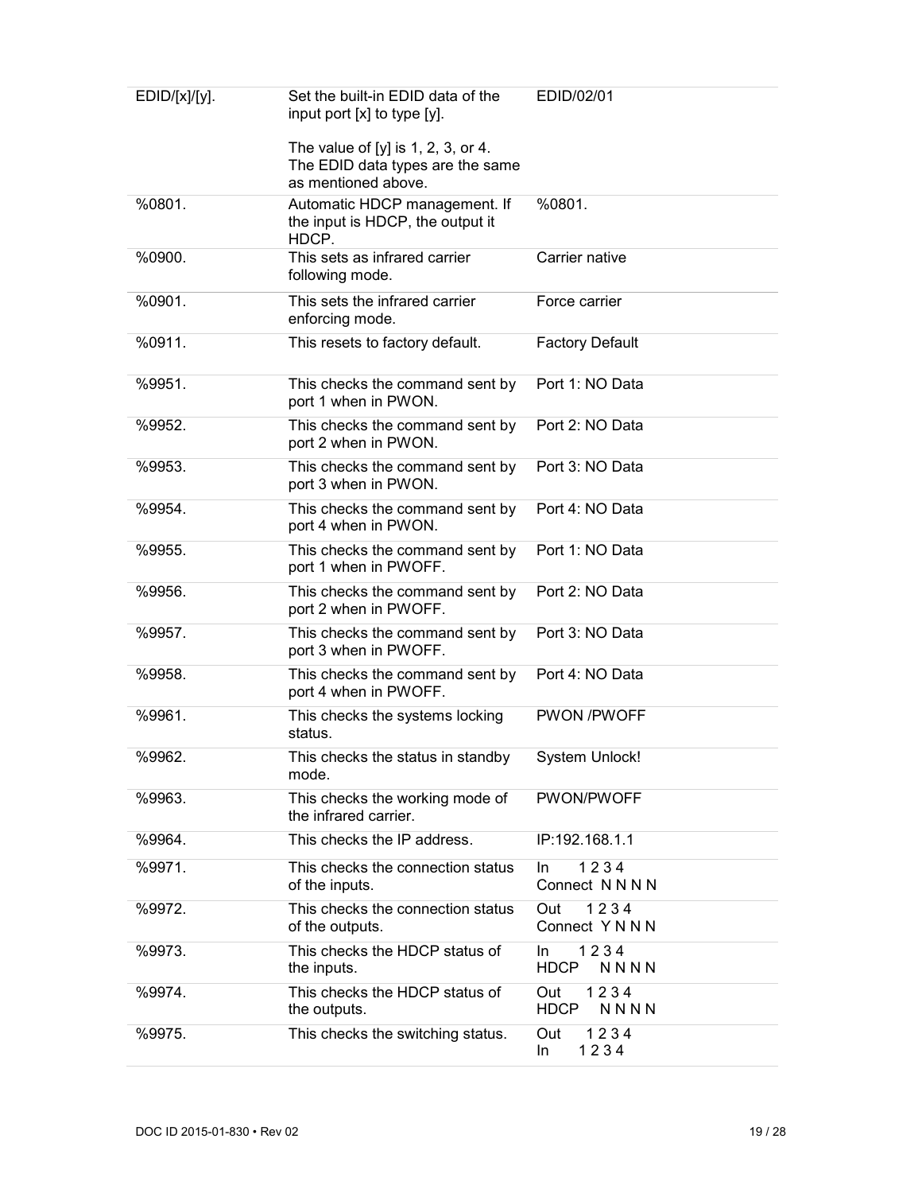| EDID/[x]/[y]. | Set the built-in EDID data of the input port [x] to type [y].<br><br>The value of [y] is 1, 2, 3, or 4. The EDID data types are the same as mentioned above. | EDID/02/01 |
|---|---|---|
| %0801. | Automatic HDCP management. If the input is HDCP, the output it HDCP. | %0801. |
| %0900. | This sets as infrared carrier following mode. | Carrier native |
| %0901. | This sets the infrared carrier enforcing mode. | Force carrier |
| %0911. | This resets to factory default. | Factory Default |
| %9951. | This checks the command sent by port 1 when in PWON. | Port 1: NO Data |
| %9952. | This checks the command sent by port 2 when in PWON. | Port 2: NO Data |
| %9953. | This checks the command sent by port 3 when in PWON. | Port 3: NO Data |
| %9954. | This checks the command sent by port 4 when in PWON. | Port 4: NO Data |
| %9955. | This checks the command sent by port 1 when in PWOFF. | Port 1: NO Data |
| %9956. | This checks the command sent by port 2 when in PWOFF. | Port 2: NO Data |
| %9957. | This checks the command sent by port 3 when in PWOFF. | Port 3: NO Data |
| %9958. | This checks the command sent by port 4 when in PWOFF. | Port 4: NO Data |
| %9961. | This checks the systems locking status. | PWON /PWOFF |
| %9962. | This checks the status in standby mode. | System Unlock! |
| %9963. | This checks the working mode of the infrared carrier. | PWON/PWOFF |
| %9964. | This checks the IP address. | IP:192.168.1.1 |
| %9971. | This checks the connection status of the inputs. | In 1 2 3 4<br>Connect N N N N |
| %9972. | This checks the connection status of the outputs. | Out 1 2 3 4<br>Connect Y N N N |
| %9973. | This checks the HDCP status of the inputs. | In 1 2 3 4<br>HDCP N N N N |
| %9974. | This checks the HDCP status of the outputs. | Out 1 2 3 4<br>HDCP N N N N |
| %9975. | This checks the switching status. | Out 1 2 3 4<br>In 1 2 3 4 |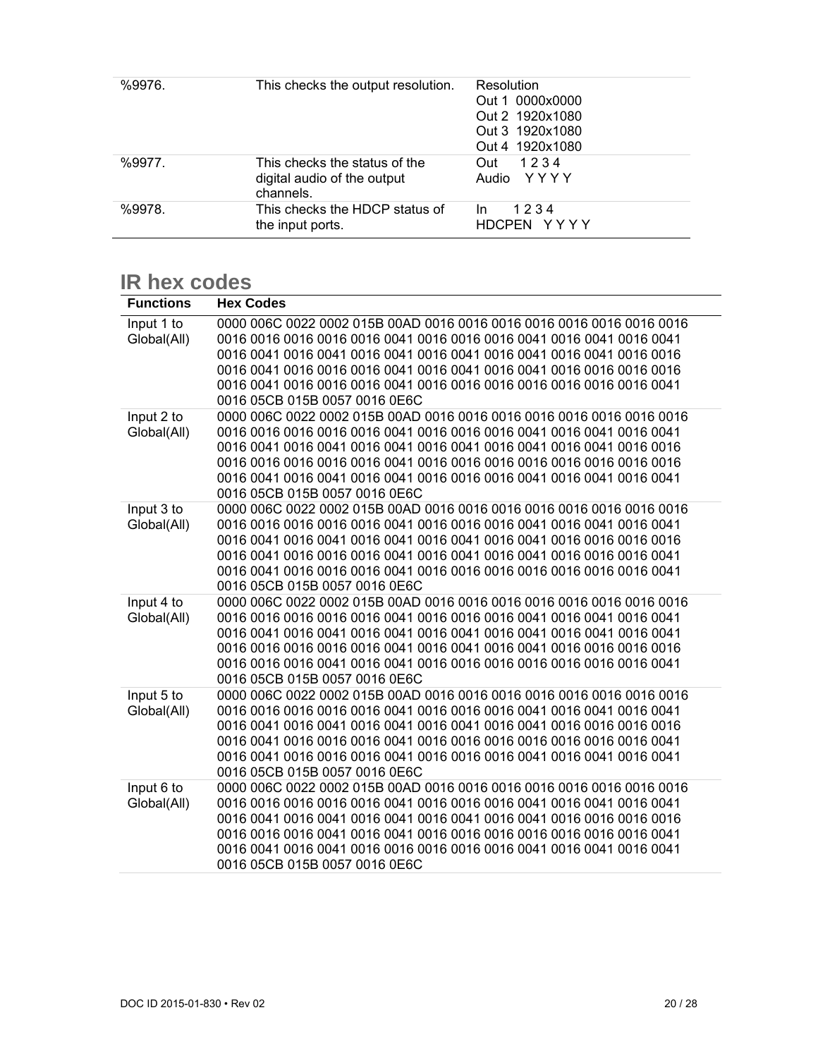| %9976. | This checks the output resolution. | Resolution<br>Out 1 0000x0000<br>Out 2 1920x1080<br>Out 3 1920x1080<br>Out 4 1920x1080 |
|---|---|---|
| %9977. | This checks the status of the digital audio of the output channels. | Out 1 2 3 4<br>Audio Y Y Y Y |
| %9978. | This checks the HDCP status of the input ports. | In 1 2 3 4<br>HDCPEN Y Y Y Y |

## IR hex codes

| Functions | Hex Codes |
|---|---|
| Input 1 to Global(All) | 0000 006C 0022 0002 015B 00AD 0016 0016 0016 0016 0016 0016 0016 0016 0016 0016 0016 0016 0016 0041 0016 0016 0016 0041 0016 0041 0016 0041 0016 0041 0016 0041 0016 0041 0016 0041 0016 0041 0016 0041 0016 0016 0016 0041 0016 0016 0016 0041 0016 0041 0016 0041 0016 0016 0016 0016 0016 0041 0016 0016 0016 0041 0016 0016 0016 0016 0016 0016 0016 0041 0016 05CB 015B 0057 0016 0E6C |
| Input 2 to Global(All) | 0000 006C 0022 0002 015B 00AD 0016 0016 0016 0016 0016 0016 0016 0016 0016 0016 0016 0016 0016 0041 0016 0016 0016 0041 0016 0041 0016 0041 0016 0041 0016 0041 0016 0041 0016 0041 0016 0041 0016 0041 0016 0016 0016 0016 0016 0016 0016 0041 0016 0016 0016 0016 0016 0016 0016 0016 0016 0041 0016 0041 0016 0041 0016 0016 0016 0041 0016 0041 0016 0041 0016 05CB 015B 0057 0016 0E6C |
| Input 3 to Global(All) | 0000 006C 0022 0002 015B 00AD 0016 0016 0016 0016 0016 0016 0016 0016 0016 0016 0016 0016 0016 0041 0016 0016 0016 0041 0016 0041 0016 0041 0016 0041 0016 0041 0016 0041 0016 0041 0016 0041 0016 0016 0016 0016 0016 0041 0016 0016 0016 0041 0016 0041 0016 0041 0016 0016 0016 0041 0016 0041 0016 0016 0016 0041 0016 0016 0016 0016 0016 0016 0016 0041 0016 05CB 015B 0057 0016 0E6C |
| Input 4 to Global(All) | 0000 006C 0022 0002 015B 00AD 0016 0016 0016 0016 0016 0016 0016 0016 0016 0016 0016 0016 0016 0041 0016 0016 0016 0041 0016 0041 0016 0041 0016 0041 0016 0041 0016 0041 0016 0041 0016 0041 0016 0041 0016 0041 0016 0016 0016 0016 0016 0041 0016 0041 0016 0041 0016 0016 0016 0016 0016 0016 0016 0041 0016 0041 0016 0016 0016 0016 0016 0016 0016 0041 0016 05CB 015B 0057 0016 0E6C |
| Input 5 to Global(All) | 0000 006C 0022 0002 015B 00AD 0016 0016 0016 0016 0016 0016 0016 0016 0016 0016 0016 0016 0016 0041 0016 0016 0016 0041 0016 0041 0016 0041 0016 0041 0016 0041 0016 0041 0016 0041 0016 0041 0016 0016 0016 0016 0016 0041 0016 0016 0016 0041 0016 0016 0016 0016 0016 0016 0016 0041 0016 0041 0016 0016 0016 0041 0016 0016 0016 0041 0016 0041 0016 0041 0016 05CB 015B 0057 0016 0E6C |
| Input 6 to Global(All) | 0000 006C 0022 0002 015B 00AD 0016 0016 0016 0016 0016 0016 0016 0016 0016 0016 0016 0016 0016 0041 0016 0016 0016 0041 0016 0041 0016 0041 0016 0041 0016 0041 0016 0041 0016 0041 0016 0041 0016 0016 0016 0016 0016 0016 0016 0041 0016 0041 0016 0016 0016 0016 0016 0016 0016 0041 0016 0041 0016 0041 0016 0016 0016 0016 0016 0041 0016 0041 0016 0041 0016 05CB 015B 0057 0016 0E6C |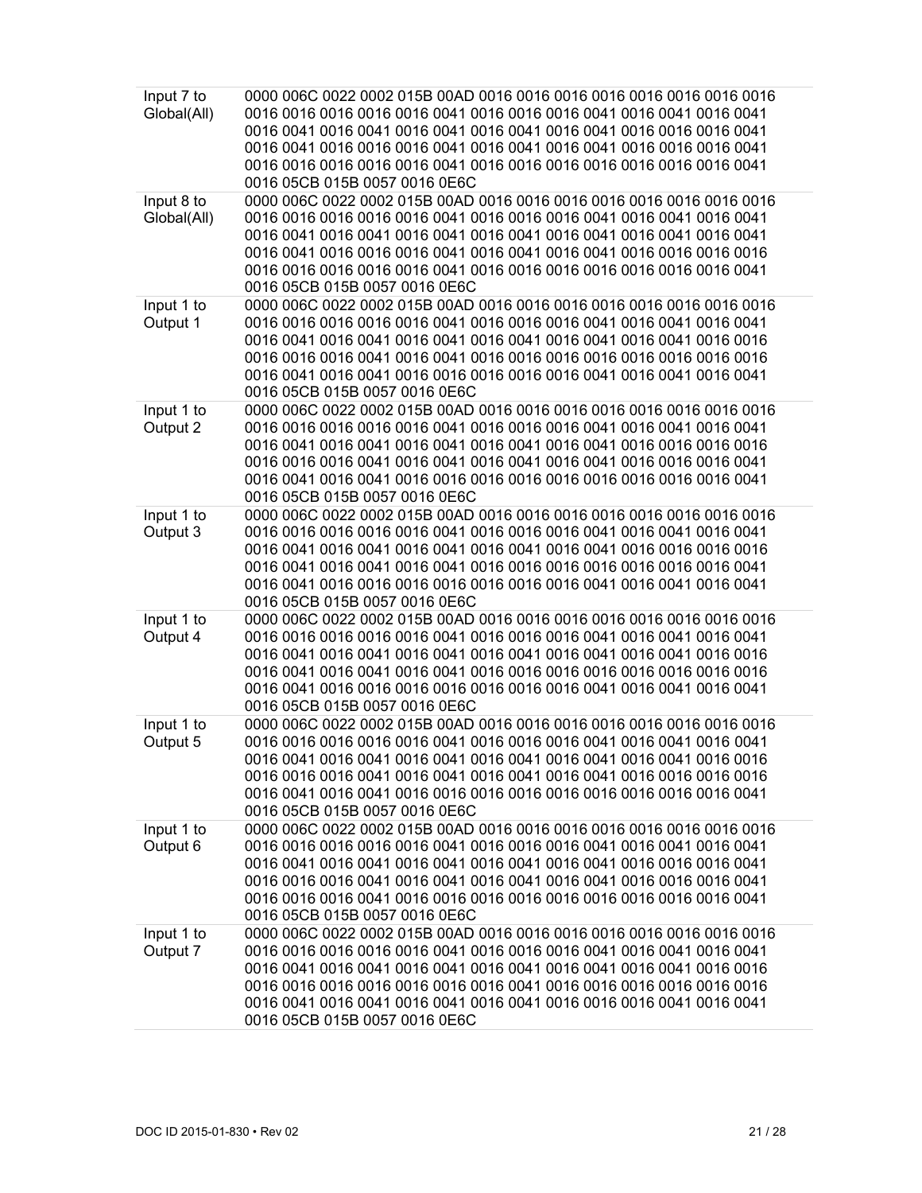| | |
|---|---|
| Input 7 to Global(All) | 0000 006C 0022 0002 015B 00AD 0016 0016 0016 0016 0016 0016 0016 0016 0016 0016 0016 0016 0016 0041 0016 0016 0016 0041 0016 0041 0016 0041 0016 0041 0016 0041 0016 0041 0016 0041 0016 0041 0016 0016 0016 0041 0016 0041 0016 0016 0016 0041 0016 0041 0016 0041 0016 0016 0016 0041 0016 0016 0016 0016 0016 0041 0016 0016 0016 0016 0016 0016 0016 0041 0016 05CB 015B 0057 0016 0E6C |
| Input 8 to Global(All) | 0000 006C 0022 0002 015B 00AD 0016 0016 0016 0016 0016 0016 0016 0016 0016 0016 0016 0016 0016 0041 0016 0016 0016 0041 0016 0041 0016 0041 0016 0041 0016 0041 0016 0041 0016 0041 0016 0041 0016 0041 0016 0041 0016 0041 0016 0016 0016 0016 0041 0016 0041 0016 0041 0016 0016 0016 0016 0016 0016 0016 0016 0016 0041 0016 0016 0016 0016 0016 0016 0016 0041 0016 05CB 015B 0057 0016 0E6C |
| Input 1 to Output 1 | 0000 006C 0022 0002 015B 00AD 0016 0016 0016 0016 0016 0016 0016 0016 0016 0016 0016 0016 0016 0041 0016 0016 0016 0041 0016 0041 0016 0041 0016 0041 0016 0041 0016 0041 0016 0041 0016 0041 0016 0041 0016 0016 0016 0016 0016 0041 0016 0041 0016 0016 0016 0016 0016 0016 0016 0016 0016 0041 0016 0041 0016 0016 0016 0016 0016 0041 0016 0041 0016 0041 0016 05CB 015B 0057 0016 0E6C |
| Input 1 to Output 2 | 0000 006C 0022 0002 015B 00AD 0016 0016 0016 0016 0016 0016 0016 0016 0016 0016 0016 0016 0016 0041 0016 0016 0016 0041 0016 0041 0016 0041 0016 0041 0016 0041 0016 0041 0016 0041 0016 0041 0016 0016 0016 0016 0016 0016 0016 0041 0016 0041 0016 0041 0016 0041 0016 0016 0016 0041 0016 0041 0016 0041 0016 0016 0016 0016 0016 0016 0016 0016 0016 0041 0016 05CB 015B 0057 0016 0E6C |
| Input 1 to Output 3 | 0000 006C 0022 0002 015B 00AD 0016 0016 0016 0016 0016 0016 0016 0016 0016 0016 0016 0016 0016 0041 0016 0016 0016 0041 0016 0041 0016 0041 0016 0041 0016 0041 0016 0041 0016 0041 0016 0041 0016 0016 0016 0016 0016 0041 0016 0041 0016 0041 0016 0016 0016 0016 0016 0016 0016 0041 0016 0041 0016 0016 0016 0016 0016 0016 0016 0041 0016 0041 0016 0041 0016 05CB 015B 0057 0016 0E6C |
| Input 1 to Output 4 | 0000 006C 0022 0002 015B 00AD 0016 0016 0016 0016 0016 0016 0016 0016 0016 0016 0016 0016 0016 0041 0016 0016 0016 0041 0016 0041 0016 0041 0016 0041 0016 0041 0016 0041 0016 0041 0016 0041 0016 0041 0016 0016 0016 0041 0016 0041 0016 0041 0016 0016 0016 0016 0016 0016 0016 0016 0016 0041 0016 0016 0016 0016 0016 0016 0016 0041 0016 0041 0016 0041 0016 05CB 015B 0057 0016 0E6C |
| Input 1 to Output 5 | 0000 006C 0022 0002 015B 00AD 0016 0016 0016 0016 0016 0016 0016 0016 0016 0016 0016 0016 0016 0041 0016 0016 0016 0041 0016 0041 0016 0041 0016 0041 0016 0041 0016 0041 0016 0041 0016 0041 0016 0041 0016 0016 0016 0016 0016 0041 0016 0041 0016 0041 0016 0041 0016 0016 0016 0016 0016 0041 0016 0041 0016 0016 0016 0016 0016 0016 0016 0016 0016 0041 0016 05CB 015B 0057 0016 0E6C |
| Input 1 to Output 6 | 0000 006C 0022 0002 015B 00AD 0016 0016 0016 0016 0016 0016 0016 0016 0016 0016 0016 0016 0016 0041 0016 0016 0016 0041 0016 0041 0016 0041 0016 0041 0016 0041 0016 0041 0016 0041 0016 0041 0016 0016 0016 0041 0016 0016 0016 0041 0016 0041 0016 0041 0016 0041 0016 0016 0016 0041 0016 0016 0016 0041 0016 0016 0016 0016 0016 0016 0016 0016 0016 0041 0016 05CB 015B 0057 0016 0E6C |
| Input 1 to Output 7 | 0000 006C 0022 0002 015B 00AD 0016 0016 0016 0016 0016 0016 0016 0016 0016 0016 0016 0016 0016 0041 0016 0016 0016 0041 0016 0041 0016 0041 0016 0041 0016 0041 0016 0041 0016 0041 0016 0041 0016 0041 0016 0016 0016 0016 0016 0016 0016 0016 0016 0041 0016 0016 0016 0016 0016 0016 0016 0041 0016 0041 0016 0041 0016 0041 0016 0016 0016 0041 0016 0041 0016 05CB 015B 0057 0016 0E6C |

DOC ID 2015-01-830 • Rev 02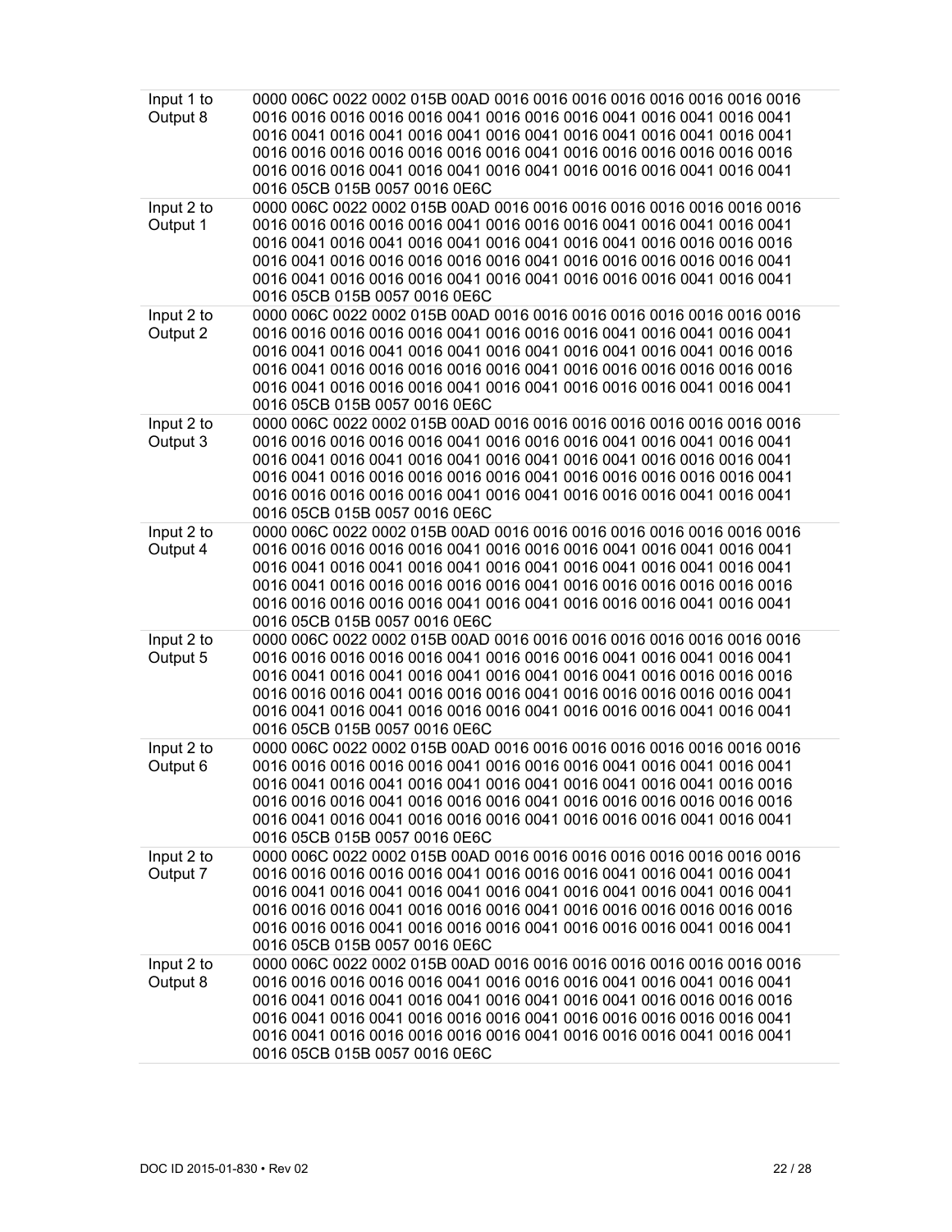| | |
|---|---|
| Input 1 to Output 8 | 0000 006C 0022 0002 015B 00AD 0016 0016 0016 0016 0016 0016 0016 0016 0016 0016 0016 0016 0016 0041 0016 0016 0016 0041 0016 0041 0016 0041 0016 0041 0016 0041 0016 0041 0016 0041 0016 0041 0016 0041 0016 0041 0016 0016 0016 0016 0016 0016 0016 0041 0016 0016 0016 0016 0016 0016 0016 0016 0016 0041 0016 0041 0016 0041 0016 0016 0016 0041 0016 0041 0016 05CB 015B 0057 0016 0E6C |
| Input 2 to Output 1 | 0000 006C 0022 0002 015B 00AD 0016 0016 0016 0016 0016 0016 0016 0016 0016 0016 0016 0016 0016 0041 0016 0016 0016 0041 0016 0041 0016 0041 0016 0041 0016 0041 0016 0041 0016 0041 0016 0041 0016 0016 0016 0016 0016 0041 0016 0016 0016 0016 0016 0041 0016 0016 0016 0016 0016 0041 0016 0041 0016 0016 0016 0041 0016 0041 0016 0016 0016 0041 0016 0041 0016 05CB 015B 0057 0016 0E6C |
| Input 2 to Output 2 | 0000 006C 0022 0002 015B 00AD 0016 0016 0016 0016 0016 0016 0016 0016 0016 0016 0016 0016 0016 0041 0016 0016 0016 0041 0016 0041 0016 0041 0016 0041 0016 0041 0016 0041 0016 0041 0016 0041 0016 0041 0016 0016 0016 0041 0016 0016 0016 0016 0016 0041 0016 0016 0016 0016 0016 0016 0016 0041 0016 0016 0016 0041 0016 0041 0016 0016 0016 0041 0016 0041 0016 05CB 015B 0057 0016 0E6C |
| Input 2 to Output 3 | 0000 006C 0022 0002 015B 00AD 0016 0016 0016 0016 0016 0016 0016 0016 0016 0016 0016 0016 0016 0041 0016 0016 0016 0041 0016 0041 0016 0041 0016 0041 0016 0041 0016 0041 0016 0041 0016 0041 0016 0016 0016 0041 0016 0041 0016 0016 0016 0016 0016 0041 0016 0016 0016 0016 0016 0041 0016 0016 0016 0016 0016 0041 0016 0041 0016 0016 0016 0041 0016 0041 0016 05CB 015B 0057 0016 0E6C |
| Input 2 to Output 4 | 0000 006C 0022 0002 015B 00AD 0016 0016 0016 0016 0016 0016 0016 0016 0016 0016 0016 0016 0016 0041 0016 0016 0016 0041 0016 0041 0016 0041 0016 0041 0016 0041 0016 0041 0016 0041 0016 0041 0016 0041 0016 0041 0016 0041 0016 0016 0016 0016 0016 0041 0016 0016 0016 0016 0016 0016 0016 0016 0016 0016 0016 0041 0016 0041 0016 0016 0016 0041 0016 0041 0016 05CB 015B 0057 0016 0E6C |
| Input 2 to Output 5 | 0000 006C 0022 0002 015B 00AD 0016 0016 0016 0016 0016 0016 0016 0016 0016 0016 0016 0016 0016 0041 0016 0016 0016 0041 0016 0041 0016 0041 0016 0041 0016 0041 0016 0041 0016 0041 0016 0041 0016 0016 0016 0016 0016 0016 0016 0041 0016 0016 0016 0041 0016 0016 0016 0016 0016 0041 0016 0041 0016 0041 0016 0016 0016 0041 0016 0016 0016 0041 0016 0041 0016 05CB 015B 0057 0016 0E6C |
| Input 2 to Output 6 | 0000 006C 0022 0002 015B 00AD 0016 0016 0016 0016 0016 0016 0016 0016 0016 0016 0016 0016 0016 0041 0016 0016 0016 0041 0016 0041 0016 0041 0016 0041 0016 0041 0016 0041 0016 0041 0016 0041 0016 0041 0016 0016 0016 0016 0016 0041 0016 0016 0016 0041 0016 0016 0016 0016 0016 0016 0016 0041 0016 0041 0016 0016 0016 0041 0016 0016 0016 0041 0016 0041 0016 05CB 015B 0057 0016 0E6C |
| Input 2 to Output 7 | 0000 006C 0022 0002 015B 00AD 0016 0016 0016 0016 0016 0016 0016 0016 0016 0016 0016 0016 0016 0041 0016 0016 0016 0041 0016 0041 0016 0041 0016 0041 0016 0041 0016 0041 0016 0041 0016 0041 0016 0041 0016 0041 0016 0016 0016 0041 0016 0016 0016 0041 0016 0016 0016 0016 0016 0016 0016 0016 0016 0041 0016 0016 0016 0041 0016 0016 0016 0041 0016 0041 0016 05CB 015B 0057 0016 0E6C |
| Input 2 to Output 8 | 0000 006C 0022 0002 015B 00AD 0016 0016 0016 0016 0016 0016 0016 0016 0016 0016 0016 0016 0016 0041 0016 0016 0016 0041 0016 0041 0016 0041 0016 0041 0016 0041 0016 0041 0016 0041 0016 0041 0016 0016 0016 0016 0016 0041 0016 0041 0016 0016 0016 0041 0016 0016 0016 0016 0016 0041 0016 0041 0016 0016 0016 0016 0016 0041 0016 0016 0016 0041 0016 0041 0016 05CB 015B 0057 0016 0E6C |

DOC ID 2015-01-830 • Rev 02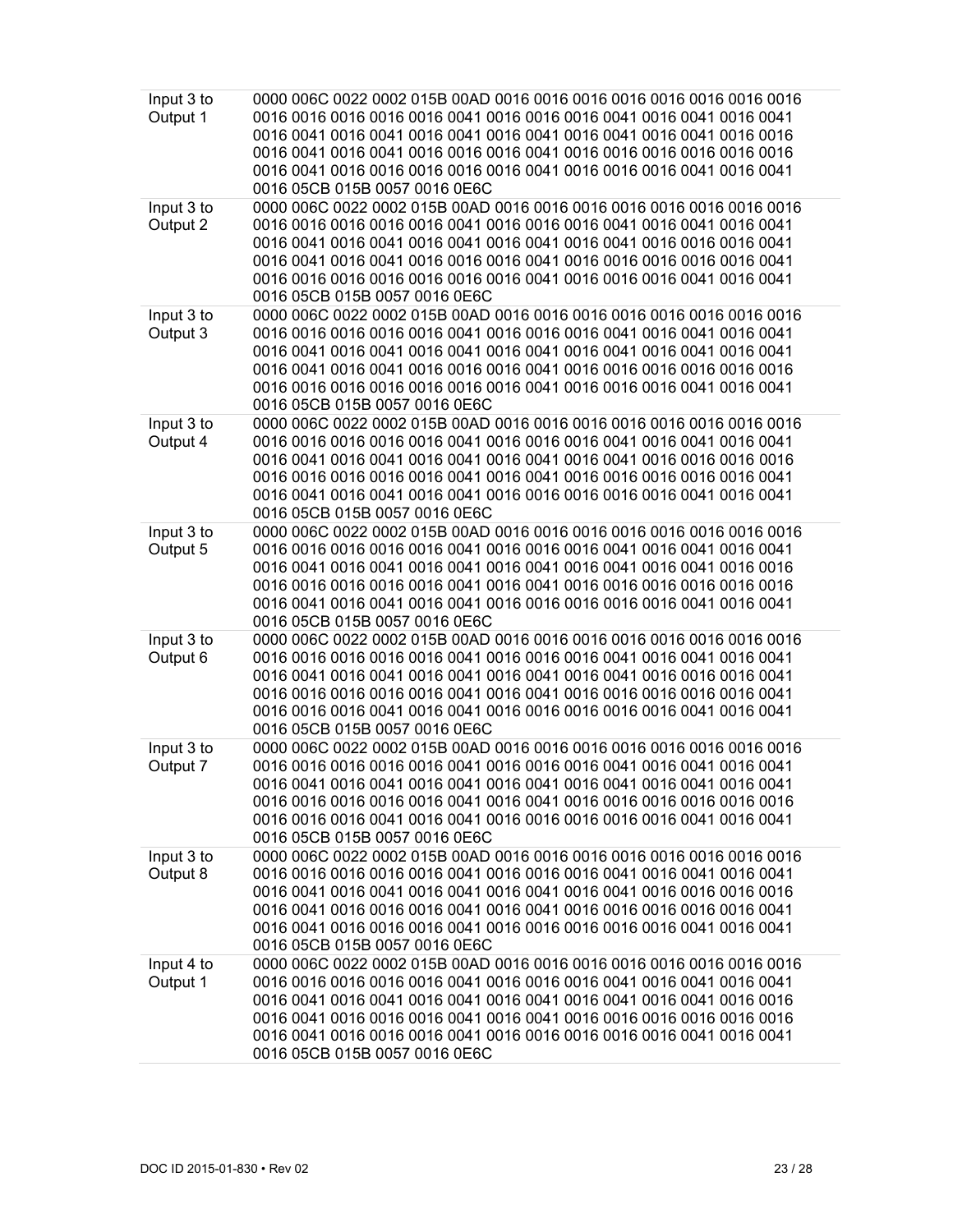| | |
|---|---|
| Input 3 to Output 1 | 0000 006C 0022 0002 015B 00AD 0016 0016 0016 0016 0016 0016 0016 0016 0016 0016 0016 0016 0016 0041 0016 0016 0016 0041 0016 0041 0016 0041 0016 0041 0016 0041 0016 0041 0016 0041 0016 0041 0016 0041 0016 0016 0016 0041 0016 0041 0016 0016 0016 0041 0016 0016 0016 0016 0016 0016 0016 0041 0016 0016 0016 0016 0016 0041 0016 0016 0016 0041 0016 0041 0016 05CB 015B 0057 0016 0E6C |
| Input 3 to Output 2 | 0000 006C 0022 0002 015B 00AD 0016 0016 0016 0016 0016 0016 0016 0016 0016 0016 0016 0016 0016 0041 0016 0016 0016 0041 0016 0041 0016 0041 0016 0041 0016 0041 0016 0041 0016 0041 0016 0041 0016 0016 0016 0041 0016 0041 0016 0041 0016 0016 0016 0041 0016 0016 0016 0016 0016 0041 0016 0016 0016 0016 0016 0016 0016 0041 0016 0016 0016 0041 0016 0041 0016 05CB 015B 0057 0016 0E6C |
| Input 3 to Output 3 | 0000 006C 0022 0002 015B 00AD 0016 0016 0016 0016 0016 0016 0016 0016 0016 0016 0016 0016 0016 0041 0016 0016 0016 0041 0016 0041 0016 0041 0016 0041 0016 0041 0016 0041 0016 0041 0016 0041 0016 0041 0016 0041 0016 0041 0016 0041 0016 0016 0016 0041 0016 0016 0016 0016 0016 0016 0016 0016 0016 0016 0016 0016 0016 0041 0016 0016 0016 0041 0016 0041 0016 05CB 015B 0057 0016 0E6C |
| Input 3 to Output 4 | 0000 006C 0022 0002 015B 00AD 0016 0016 0016 0016 0016 0016 0016 0016 0016 0016 0016 0016 0016 0041 0016 0016 0016 0041 0016 0041 0016 0041 0016 0041 0016 0041 0016 0041 0016 0041 0016 0041 0016 0016 0016 0016 0016 0016 0016 0016 0016 0041 0016 0041 0016 0016 0016 0016 0016 0041 0016 0041 0016 0041 0016 0041 0016 0016 0016 0016 0016 0041 0016 0041 0016 05CB 015B 0057 0016 0E6C |
| Input 3 to Output 5 | 0000 006C 0022 0002 015B 00AD 0016 0016 0016 0016 0016 0016 0016 0016 0016 0016 0016 0016 0016 0041 0016 0016 0016 0041 0016 0041 0016 0041 0016 0041 0016 0041 0016 0041 0016 0041 0016 0041 0016 0041 0016 0016 0016 0016 0016 0016 0016 0041 0016 0041 0016 0016 0016 0016 0016 0016 0016 0041 0016 0041 0016 0041 0016 0016 0016 0016 0016 0041 0016 0041 0016 05CB 015B 0057 0016 0E6C |
| Input 3 to Output 6 | 0000 006C 0022 0002 015B 00AD 0016 0016 0016 0016 0016 0016 0016 0016 0016 0016 0016 0016 0016 0041 0016 0016 0016 0041 0016 0041 0016 0041 0016 0041 0016 0041 0016 0041 0016 0041 0016 0041 0016 0016 0016 0041 0016 0016 0016 0016 0016 0041 0016 0041 0016 0016 0016 0016 0016 0041 0016 0016 0016 0041 0016 0041 0016 0016 0016 0016 0016 0041 0016 0041 0016 05CB 015B 0057 0016 0E6C |
| Input 3 to Output 7 | 0000 006C 0022 0002 015B 00AD 0016 0016 0016 0016 0016 0016 0016 0016 0016 0016 0016 0016 0016 0041 0016 0016 0016 0041 0016 0041 0016 0041 0016 0041 0016 0041 0016 0041 0016 0041 0016 0041 0016 0041 0016 0041 0016 0016 0016 0016 0016 0041 0016 0041 0016 0016 0016 0016 0016 0016 0016 0016 0016 0041 0016 0041 0016 0016 0016 0016 0016 0041 0016 0041 0016 05CB 015B 0057 0016 0E6C |
| Input 3 to Output 8 | 0000 006C 0022 0002 015B 00AD 0016 0016 0016 0016 0016 0016 0016 0016 0016 0016 0016 0016 0016 0041 0016 0016 0016 0041 0016 0041 0016 0041 0016 0041 0016 0041 0016 0041 0016 0041 0016 0041 0016 0016 0016 0016 0016 0041 0016 0016 0016 0041 0016 0041 0016 0016 0016 0016 0016 0041 0016 0041 0016 0016 0016 0041 0016 0016 0016 0016 0016 0041 0016 0041 0016 05CB 015B 0057 0016 0E6C |
| Input 4 to Output 1 | 0000 006C 0022 0002 015B 00AD 0016 0016 0016 0016 0016 0016 0016 0016 0016 0016 0016 0016 0016 0041 0016 0016 0016 0041 0016 0041 0016 0041 0016 0041 0016 0041 0016 0041 0016 0041 0016 0041 0016 0041 0016 0016 0016 0041 0016 0016 0016 0041 0016 0041 0016 0016 0016 0016 0016 0016 0016 0041 0016 0016 0016 0041 0016 0016 0016 0016 0016 0041 0016 0041 0016 05CB 015B 0057 0016 0E6C |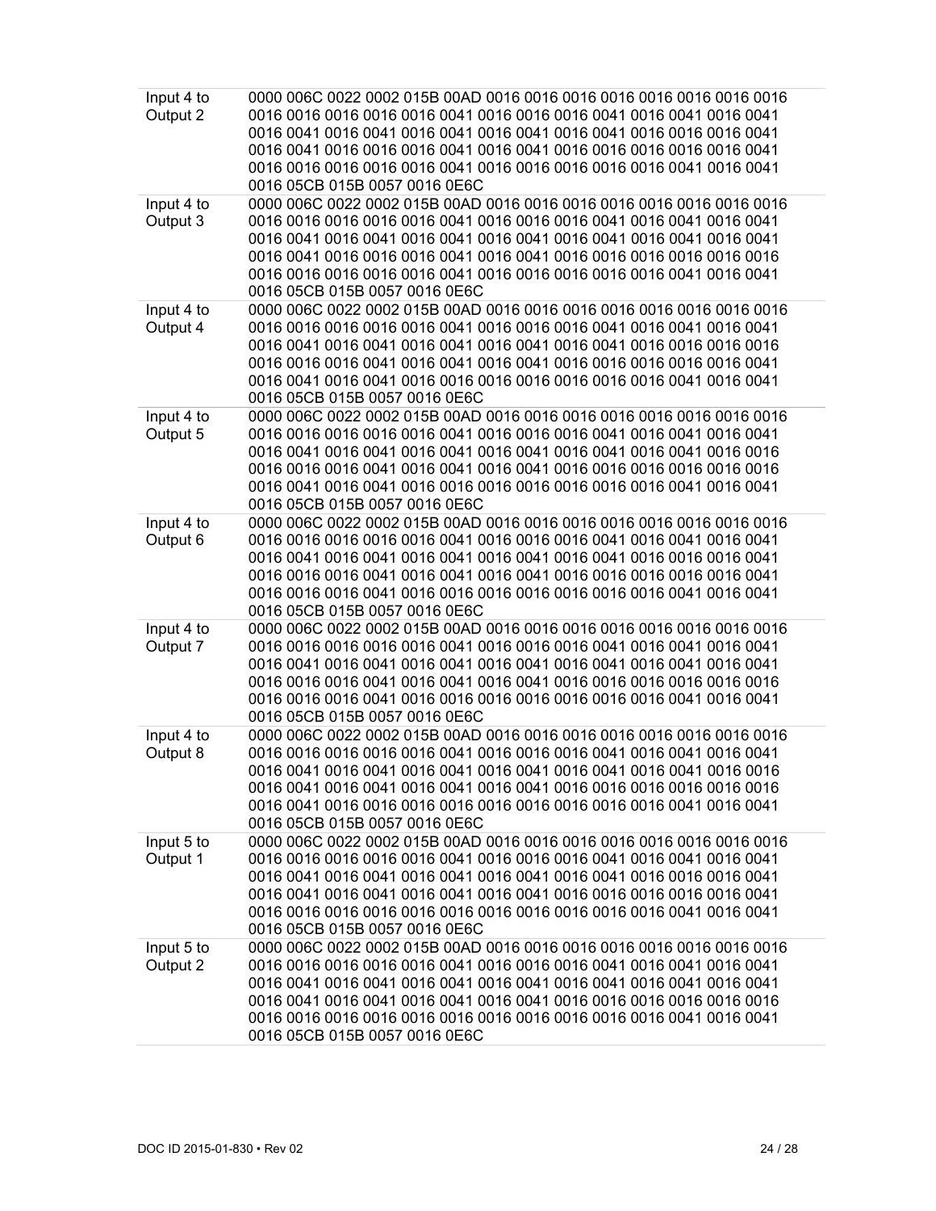| | |
|---|---|
| Input 4 to Output 2 | 0000 006C 0022 0002 015B 00AD 0016 0016 0016 0016 0016 0016 0016 0016 0016 0016 0016 0016 0016 0041 0016 0016 0016 0041 0016 0041 0016 0041 0016 0041 0016 0041 0016 0041 0016 0041 0016 0041 0016 0016 0016 0041 0016 0041 0016 0016 0016 0041 0016 0041 0016 0016 0016 0016 0016 0041 0016 0016 0016 0016 0016 0041 0016 0016 0016 0016 0016 0041 0016 0041 0016 05CB 015B 0057 0016 0E6C |
| Input 4 to Output 3 | 0000 006C 0022 0002 015B 00AD 0016 0016 0016 0016 0016 0016 0016 0016 0016 0016 0016 0016 0016 0041 0016 0016 0016 0041 0016 0041 0016 0041 0016 0041 0016 0041 0016 0041 0016 0041 0016 0041 0016 0041 0016 0041 0016 0041 0016 0016 0016 0016 0016 0041 0016 0041 0016 0016 0016 0016 0016 0016 0016 0016 0016 0016 0016 0041 0016 0016 0016 0016 0016 0041 0016 0041 0016 05CB 015B 0057 0016 0E6C |
| Input 4 to Output 4 | 0000 006C 0022 0002 015B 00AD 0016 0016 0016 0016 0016 0016 0016 0016 0016 0016 0016 0016 0016 0041 0016 0016 0016 0041 0016 0041 0016 0041 0016 0041 0016 0041 0016 0041 0016 0041 0016 0041 0016 0016 0016 0016 0016 0016 0016 0016 0016 0041 0016 0041 0016 0041 0016 0016 0016 0016 0016 0041 0016 0041 0016 0041 0016 0016 0016 0016 0016 0016 0016 0041 0016 0041 0016 05CB 015B 0057 0016 0E6C |
| Input 4 to Output 5 | 0000 006C 0022 0002 015B 00AD 0016 0016 0016 0016 0016 0016 0016 0016 0016 0016 0016 0016 0016 0041 0016 0016 0016 0041 0016 0041 0016 0041 0016 0041 0016 0041 0016 0041 0016 0041 0016 0041 0016 0041 0016 0016 0016 0016 0016 0041 0016 0041 0016 0041 0016 0016 0016 0016 0016 0016 0016 0041 0016 0041 0016 0016 0016 0016 0016 0016 0016 0041 0016 0041 0016 05CB 015B 0057 0016 0E6C |
| Input 4 to Output 6 | 0000 006C 0022 0002 015B 00AD 0016 0016 0016 0016 0016 0016 0016 0016 0016 0016 0016 0016 0016 0041 0016 0016 0016 0041 0016 0041 0016 0041 0016 0041 0016 0041 0016 0041 0016 0041 0016 0041 0016 0016 0016 0041 0016 0016 0016 0041 0016 0041 0016 0041 0016 0016 0016 0016 0016 0041 0016 0016 0016 0041 0016 0016 0016 0016 0016 0016 0016 0041 0016 0041 0016 05CB 015B 0057 0016 0E6C |
| Input 4 to Output 7 | 0000 006C 0022 0002 015B 00AD 0016 0016 0016 0016 0016 0016 0016 0016 0016 0016 0016 0016 0016 0041 0016 0016 0016 0041 0016 0041 0016 0041 0016 0041 0016 0041 0016 0041 0016 0041 0016 0041 0016 0041 0016 0041 0016 0041 0016 0016 0016 0016 0016 0041 0016 0041 0016 0016 0016 0016 0016 0016 0016 0016 0016 0041 0016 0016 0016 0016 0016 0041 0016 0041 0016 05CB 015B 0057 0016 0E6C |
| Input 4 to Output 8 | 0000 006C 0022 0002 015B 00AD 0016 0016 0016 0016 0016 0016 0016 0016 0016 0016 0016 0016 0016 0041 0016 0016 0016 0041 0016 0041 0016 0041 0016 0041 0016 0041 0016 0041 0016 0041 0016 0041 0016 0041 0016 0016 0016 0041 0016 0041 0016 0041 0016 0041 0016 0016 0016 0016 0016 0016 0016 0041 0016 0016 0016 0016 0016 0016 0016 0016 0016 0041 0016 0041 0016 05CB 015B 0057 0016 0E6C |
| Input 5 to Output 1 | 0000 006C 0022 0002 015B 00AD 0016 0016 0016 0016 0016 0016 0016 0016 0016 0016 0016 0016 0016 0041 0016 0016 0016 0041 0016 0041 0016 0041 0016 0041 0016 0041 0016 0041 0016 0041 0016 0041 0016 0016 0016 0041 0016 0041 0016 0041 0016 0041 0016 0041 0016 0016 0016 0016 0016 0041 0016 0016 0016 0016 0016 0016 0016 0016 0016 0016 0016 0041 0016 0041 0016 05CB 015B 0057 0016 0E6C |
| Input 5 to Output 2 | 0000 006C 0022 0002 015B 00AD 0016 0016 0016 0016 0016 0016 0016 0016 0016 0016 0016 0016 0016 0041 0016 0016 0016 0041 0016 0041 0016 0041 0016 0041 0016 0041 0016 0041 0016 0041 0016 0041 0016 0041 0016 0041 0016 0041 0016 0041 0016 0041 0016 0016 0016 0016 0016 0016 0016 0016 0016 0016 0016 0016 0016 0016 0016 0016 0016 0041 0016 0041 0016 05CB 015B 0057 0016 0E6C |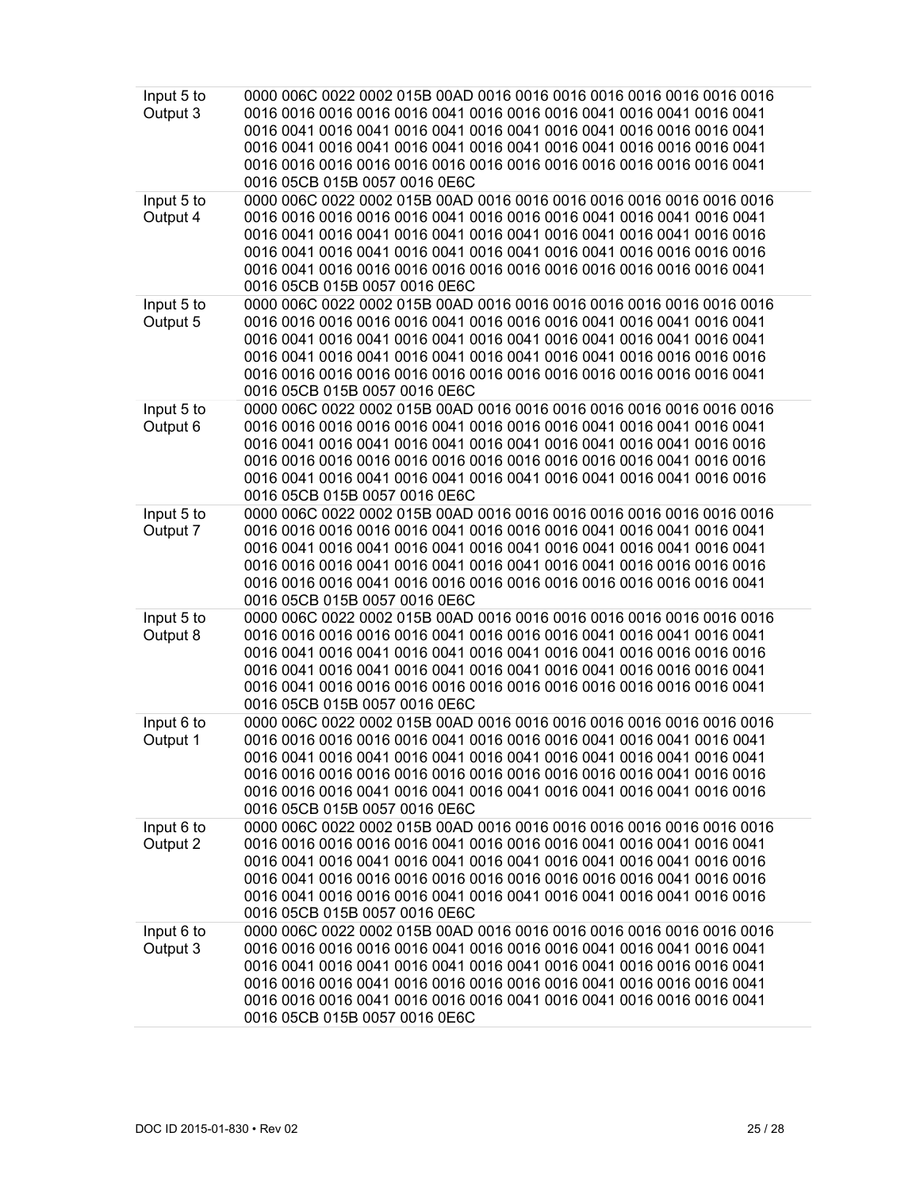| | |
|---|---|
| Input 5 to Output 3 | 0000 006C 0022 0002 015B 00AD 0016 0016 0016 0016 0016 0016 0016 0016 0016 0016 0016 0016 0016 0041 0016 0016 0016 0041 0016 0041 0016 0041 0016 0041 0016 0041 0016 0041 0016 0041 0016 0041 0016 0016 0016 0041 0016 0041 0016 0041 0016 0041 0016 0041 0016 0041 0016 0016 0016 0041 0016 0016 0016 0016 0016 0016 0016 0016 0016 0016 0016 0016 0016 0041 0016 05CB 015B 0057 0016 0E6C |
| Input 5 to Output 4 | 0000 006C 0022 0002 015B 00AD 0016 0016 0016 0016 0016 0016 0016 0016 0016 0016 0016 0016 0016 0041 0016 0016 0016 0041 0016 0041 0016 0041 0016 0041 0016 0041 0016 0041 0016 0041 0016 0041 0016 0041 0016 0016 0016 0041 0016 0041 0016 0041 0016 0041 0016 0041 0016 0016 0016 0016 0016 0041 0016 0016 0016 0016 0016 0016 0016 0016 0016 0016 0016 0041 0016 05CB 015B 0057 0016 0E6C |
| Input 5 to Output 5 | 0000 006C 0022 0002 015B 00AD 0016 0016 0016 0016 0016 0016 0016 0016 0016 0016 0016 0016 0016 0041 0016 0016 0016 0041 0016 0041 0016 0041 0016 0041 0016 0041 0016 0041 0016 0041 0016 0041 0016 0041 0016 0041 0016 0041 0016 0041 0016 0041 0016 0041 0016 0041 0016 0016 0016 0016 0016 0016 0016 0016 0016 0016 0016 0016 0016 0016 0016 0016 0016 0041 0016 05CB 015B 0057 0016 0E6C |
| Input 5 to Output 6 | 0000 006C 0022 0002 015B 00AD 0016 0016 0016 0016 0016 0016 0016 0016 0016 0016 0016 0016 0016 0041 0016 0016 0016 0041 0016 0041 0016 0041 0016 0041 0016 0041 0016 0041 0016 0041 0016 0041 0016 0041 0016 0016 0016 0016 0016 0016 0016 0016 0016 0016 0016 0016 0016 0016 0016 0041 0016 0016 0016 0041 0016 0041 0016 0041 0016 0041 0016 0041 0016 0041 0016 0016 0016 05CB 015B 0057 0016 0E6C |
| Input 5 to Output 7 | 0000 006C 0022 0002 015B 00AD 0016 0016 0016 0016 0016 0016 0016 0016 0016 0016 0016 0016 0016 0041 0016 0016 0016 0041 0016 0041 0016 0041 0016 0041 0016 0041 0016 0041 0016 0041 0016 0041 0016 0041 0016 0041 0016 0016 0016 0041 0016 0041 0016 0041 0016 0041 0016 0016 0016 0016 0016 0016 0016 0041 0016 0016 0016 0016 0016 0016 0016 0016 0016 0016 0016 0041 0016 05CB 015B 0057 0016 0E6C |
| Input 5 to Output 8 | 0000 006C 0022 0002 015B 00AD 0016 0016 0016 0016 0016 0016 0016 0016 0016 0016 0016 0016 0016 0041 0016 0016 0016 0041 0016 0041 0016 0041 0016 0041 0016 0041 0016 0041 0016 0041 0016 0041 0016 0016 0016 0016 0016 0041 0016 0041 0016 0041 0016 0041 0016 0041 0016 0016 0016 0041 0016 0041 0016 0016 0016 0016 0016 0016 0016 0016 0016 0016 0016 0041 0016 05CB 015B 0057 0016 0E6C |
| Input 6 to Output 1 | 0000 006C 0022 0002 015B 00AD 0016 0016 0016 0016 0016 0016 0016 0016 0016 0016 0016 0016 0016 0041 0016 0016 0016 0041 0016 0041 0016 0041 0016 0041 0016 0041 0016 0041 0016 0041 0016 0041 0016 0041 0016 0041 0016 0016 0016 0016 0016 0016 0016 0016 0016 0016 0016 0016 0016 0041 0016 0016 0016 0016 0016 0041 0016 0041 0016 0041 0016 0041 0016 0041 0016 0016 0016 05CB 015B 0057 0016 0E6C |
| Input 6 to Output 2 | 0000 006C 0022 0002 015B 00AD 0016 0016 0016 0016 0016 0016 0016 0016 0016 0016 0016 0016 0016 0041 0016 0016 0016 0041 0016 0041 0016 0041 0016 0041 0016 0041 0016 0041 0016 0041 0016 0041 0016 0041 0016 0016 0016 0041 0016 0016 0016 0016 0016 0016 0016 0016 0016 0041 0016 0016 0016 0041 0016 0016 0016 0041 0016 0041 0016 0041 0016 0041 0016 0016 0016 05CB 015B 0057 0016 0E6C |
| Input 6 to Output 3 | 0000 006C 0022 0002 015B 00AD 0016 0016 0016 0016 0016 0016 0016 0016 0016 0016 0016 0016 0016 0041 0016 0016 0016 0041 0016 0041 0016 0041 0016 0041 0016 0041 0016 0041 0016 0041 0016 0041 0016 0016 0016 0041 0016 0016 0016 0041 0016 0016 0016 0016 0016 0041 0016 0016 0016 0041 0016 0016 0016 0041 0016 0016 0016 0041 0016 0041 0016 0016 0016 0041 0016 05CB 015B 0057 0016 0E6C |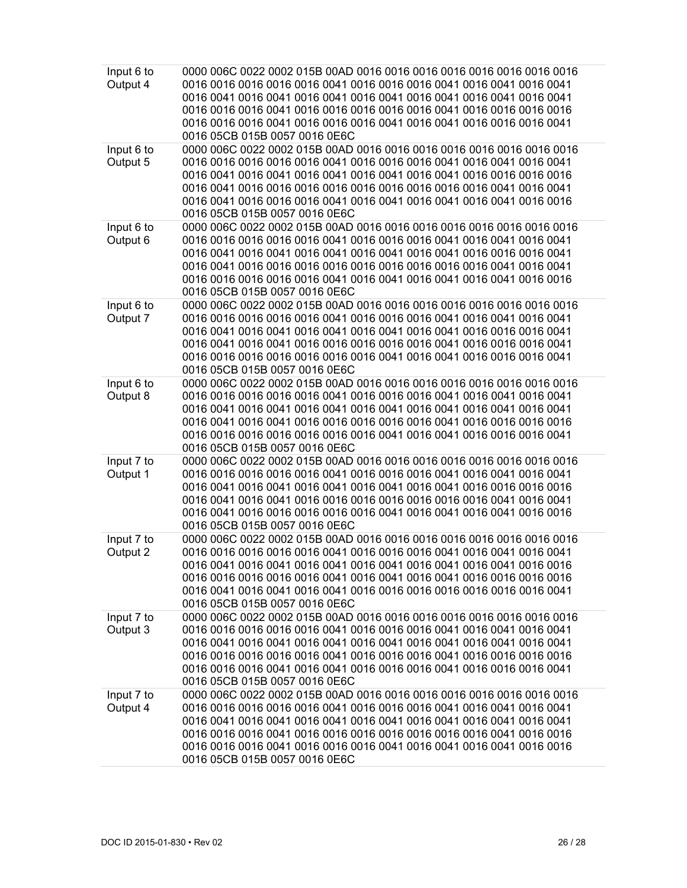| | |
|---|---|
| Input 6 to Output 4 | 0000 006C 0022 0002 015B 00AD 0016 0016 0016 0016 0016 0016 0016 0016 0016 0016 0016 0016 0016 0041 0016 0016 0016 0041 0016 0041 0016 0041 0016 0041 0016 0041 0016 0041 0016 0041 0016 0041 0016 0041 0016 0041 0016 0016 0016 0041 0016 0016 0016 0016 0016 0041 0016 0016 0016 0016 0016 0016 0016 0041 0016 0016 0016 0041 0016 0041 0016 0016 0016 0041 0016 05CB 015B 0057 0016 0E6C |
| Input 6 to Output 5 | 0000 006C 0022 0002 015B 00AD 0016 0016 0016 0016 0016 0016 0016 0016 0016 0016 0016 0016 0016 0041 0016 0016 0016 0041 0016 0041 0016 0041 0016 0041 0016 0041 0016 0041 0016 0041 0016 0041 0016 0016 0016 0016 0016 0041 0016 0016 0016 0016 0016 0016 0016 0016 0016 0041 0016 0041 0016 0041 0016 0016 0016 0041 0016 0041 0016 0041 0016 0041 0016 0016 0016 05CB 015B 0057 0016 0E6C |
| Input 6 to Output 6 | 0000 006C 0022 0002 015B 00AD 0016 0016 0016 0016 0016 0016 0016 0016 0016 0016 0016 0016 0016 0041 0016 0016 0016 0041 0016 0041 0016 0041 0016 0041 0016 0041 0016 0041 0016 0041 0016 0041 0016 0016 0016 0041 0016 0041 0016 0016 0016 0016 0016 0016 0016 0016 0016 0041 0016 0041 0016 0016 0016 0016 0016 0041 0016 0041 0016 0041 0016 0041 0016 0016 0016 05CB 015B 0057 0016 0E6C |
| Input 6 to Output 7 | 0000 006C 0022 0002 015B 00AD 0016 0016 0016 0016 0016 0016 0016 0016 0016 0016 0016 0016 0016 0041 0016 0016 0016 0041 0016 0041 0016 0041 0016 0041 0016 0041 0016 0041 0016 0041 0016 0041 0016 0016 0016 0041 0016 0041 0016 0041 0016 0016 0016 0016 0016 0041 0016 0016 0016 0041 0016 0016 0016 0016 0016 0016 0016 0041 0016 0041 0016 0016 0016 0041 0016 05CB 015B 0057 0016 0E6C |
| Input 6 to Output 8 | 0000 006C 0022 0002 015B 00AD 0016 0016 0016 0016 0016 0016 0016 0016 0016 0016 0016 0016 0016 0041 0016 0016 0016 0041 0016 0041 0016 0041 0016 0041 0016 0041 0016 0041 0016 0041 0016 0041 0016 0041 0016 0041 0016 0041 0016 0041 0016 0016 0016 0016 0016 0041 0016 0016 0016 0016 0016 0016 0016 0016 0016 0016 0016 0041 0016 0041 0016 0016 0016 0041 0016 05CB 015B 0057 0016 0E6C |
| Input 7 to Output 1 | 0000 006C 0022 0002 015B 00AD 0016 0016 0016 0016 0016 0016 0016 0016 0016 0016 0016 0016 0016 0041 0016 0016 0016 0041 0016 0041 0016 0041 0016 0041 0016 0041 0016 0041 0016 0041 0016 0041 0016 0016 0016 0016 0016 0041 0016 0041 0016 0016 0016 0016 0016 0016 0016 0016 0016 0041 0016 0041 0016 0041 0016 0016 0016 0016 0016 0041 0016 0041 0016 0041 0016 0016 0016 05CB 015B 0057 0016 0E6C |
| Input 7 to Output 2 | 0000 006C 0022 0002 015B 00AD 0016 0016 0016 0016 0016 0016 0016 0016 0016 0016 0016 0016 0016 0041 0016 0016 0016 0041 0016 0041 0016 0041 0016 0041 0016 0041 0016 0041 0016 0041 0016 0041 0016 0041 0016 0016 0016 0016 0016 0016 0016 0016 0016 0041 0016 0041 0016 0041 0016 0016 0016 0016 0016 0041 0016 0041 0016 0041 0016 0016 0016 0016 0016 0016 0016 0041 0016 05CB 015B 0057 0016 0E6C |
| Input 7 to Output 3 | 0000 006C 0022 0002 015B 00AD 0016 0016 0016 0016 0016 0016 0016 0016 0016 0016 0016 0016 0016 0041 0016 0016 0016 0041 0016 0041 0016 0041 0016 0041 0016 0041 0016 0041 0016 0041 0016 0041 0016 0041 0016 0041 0016 0016 0016 0016 0016 0016 0016 0041 0016 0016 0016 0041 0016 0016 0016 0016 0016 0016 0016 0016 0016 0041 0016 0041 0016 0016 0016 0041 0016 0016 0016 0041 0016 05CB 015B 0057 0016 0E6C |
| Input 7 to Output 4 | 0000 006C 0022 0002 015B 00AD 0016 0016 0016 0016 0016 0016 0016 0016 0016 0016 0016 0016 0016 0041 0016 0016 0016 0041 0016 0041 0016 0041 0016 0041 0016 0041 0016 0041 0016 0041 0016 0041 0016 0041 0016 0041 0016 0016 0016 0041 0016 0016 0016 0016 0016 0016 0016 0041 0016 0016 0016 0016 0016 0016 0016 0041 0016 0016 0016 0041 0016 0041 0016 0041 0016 0016 0016 05CB 015B 0057 0016 0E6C |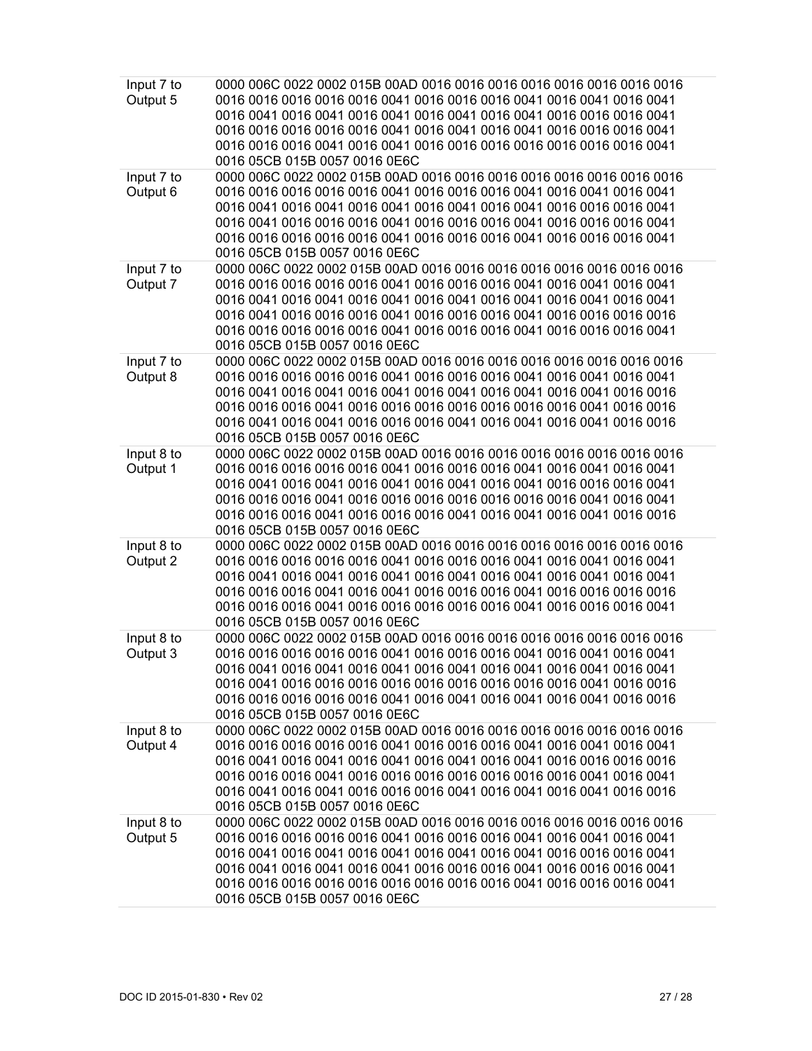| | |
|---|---|
| Input 7 to Output 5 | 0000 006C 0022 0002 015B 00AD 0016 0016 0016 0016 0016 0016 0016 0016 0016 0016 0016 0016 0041 0016 0016 0016 0041 0016 0041 0016 0041 0016 0041 0016 0041 0016 0041 0016 0041 0016 0041 0016 0016 0016 0041 0016 0016 0016 0016 0016 0041 0016 0041 0016 0041 0016 0016 0016 0041 0016 0016 0016 0041 0016 0041 0016 0016 0016 0016 0016 0016 0016 0041 0016 05CB 015B 0057 0016 0E6C |
| Input 7 to Output 6 | 0000 006C 0022 0002 015B 00AD 0016 0016 0016 0016 0016 0016 0016 0016 0016 0016 0016 0016 0041 0016 0016 0016 0041 0016 0041 0016 0041 0016 0041 0016 0041 0016 0041 0016 0041 0016 0041 0016 0016 0016 0041 0016 0041 0016 0016 0016 0041 0016 0016 0016 0041 0016 0016 0016 0041 0016 0016 0016 0016 0016 0041 0016 0016 0016 0041 0016 0016 0016 0041 0016 05CB 015B 0057 0016 0E6C |
| Input 7 to Output 7 | 0000 006C 0022 0002 015B 00AD 0016 0016 0016 0016 0016 0016 0016 0016 0016 0016 0016 0016 0041 0016 0016 0016 0041 0016 0041 0016 0041 0016 0041 0016 0041 0016 0041 0016 0041 0016 0041 0016 0041 0016 0041 0016 0041 0016 0016 0016 0041 0016 0016 0016 0041 0016 0016 0016 0016 0016 0016 0016 0016 0016 0041 0016 0016 0016 0041 0016 0016 0016 0041 0016 05CB 015B 0057 0016 0E6C |
| Input 7 to Output 8 | 0000 006C 0022 0002 015B 00AD 0016 0016 0016 0016 0016 0016 0016 0016 0016 0016 0016 0016 0041 0016 0016 0016 0041 0016 0041 0016 0041 0016 0041 0016 0041 0016 0041 0016 0041 0016 0041 0016 0041 0016 0016 0016 0016 0016 0041 0016 0016 0016 0016 0016 0016 0016 0041 0016 0016 0016 0041 0016 0041 0016 0016 0016 0041 0016 0041 0016 0041 0016 0016 0016 05CB 015B 0057 0016 0E6C |
| Input 8 to Output 1 | 0000 006C 0022 0002 015B 00AD 0016 0016 0016 0016 0016 0016 0016 0016 0016 0016 0016 0016 0041 0016 0016 0016 0041 0016 0041 0016 0041 0016 0041 0016 0041 0016 0041 0016 0041 0016 0041 0016 0016 0016 0041 0016 0016 0016 0041 0016 0016 0016 0016 0016 0016 0016 0041 0016 0041 0016 0016 0016 0041 0016 0016 0016 0041 0016 0041 0016 0041 0016 0016 0016 05CB 015B 0057 0016 0E6C |
| Input 8 to Output 2 | 0000 006C 0022 0002 015B 00AD 0016 0016 0016 0016 0016 0016 0016 0016 0016 0016 0016 0016 0041 0016 0016 0016 0041 0016 0041 0016 0041 0016 0041 0016 0041 0016 0041 0016 0041 0016 0041 0016 0041 0016 0041 0016 0016 0016 0041 0016 0041 0016 0016 0016 0041 0016 0016 0016 0016 0016 0016 0016 0041 0016 0016 0016 0016 0016 0041 0016 0016 0016 0041 0016 05CB 015B 0057 0016 0E6C |
| Input 8 to Output 3 | 0000 006C 0022 0002 015B 00AD 0016 0016 0016 0016 0016 0016 0016 0016 0016 0016 0016 0016 0041 0016 0016 0016 0041 0016 0041 0016 0041 0016 0041 0016 0041 0016 0041 0016 0041 0016 0041 0016 0041 0016 0041 0016 0016 0016 0016 0016 0016 0016 0016 0016 0041 0016 0016 0016 0016 0016 0016 0016 0041 0016 0041 0016 0041 0016 0041 0016 0016 0016 05CB 015B 0057 0016 0E6C |
| Input 8 to Output 4 | 0000 006C 0022 0002 015B 00AD 0016 0016 0016 0016 0016 0016 0016 0016 0016 0016 0016 0016 0041 0016 0016 0016 0041 0016 0041 0016 0041 0016 0041 0016 0041 0016 0041 0016 0041 0016 0041 0016 0016 0016 0016 0016 0016 0016 0041 0016 0016 0016 0016 0016 0016 0016 0041 0016 0041 0016 0041 0016 0041 0016 0016 0016 0041 0016 0041 0016 0041 0016 0016 0016 05CB 015B 0057 0016 0E6C |
| Input 8 to Output 5 | 0000 006C 0022 0002 015B 00AD 0016 0016 0016 0016 0016 0016 0016 0016 0016 0016 0016 0016 0041 0016 0016 0016 0041 0016 0041 0016 0041 0016 0041 0016 0041 0016 0041 0016 0041 0016 0041 0016 0016 0016 0041 0016 0041 0016 0041 0016 0041 0016 0016 0016 0041 0016 0016 0016 0041 0016 0016 0016 0016 0016 0016 0016 0016 0016 0041 0016 0016 0016 0041 0016 05CB 015B 0057 0016 0E6C |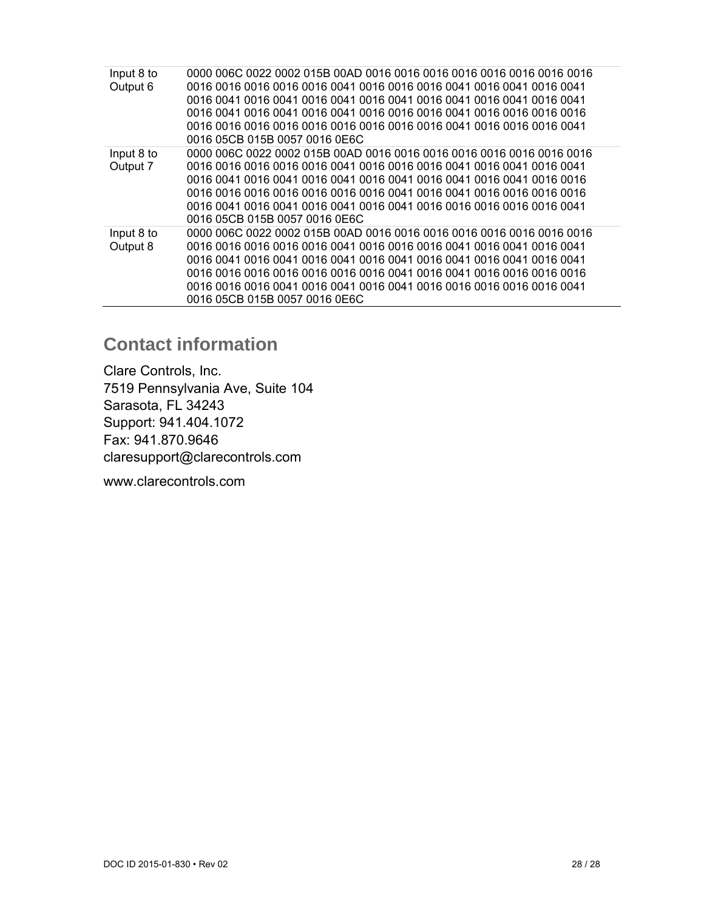| | |
|---|---|
| Input 8 to Output 6 | 0000 006C 0022 0002 015B 00AD 0016 0016 0016 0016 0016 0016 0016 0016 0016 0016 0016 0016 0016 0041 0016 0016 0016 0041 0016 0041 0016 0041 0016 0041 0016 0041 0016 0041 0016 0041 0016 0041 0016 0041 0016 0041 0016 0041 0016 0041 0016 0041 0016 0016 0016 0041 0016 0016 0016 0016 0016 0016 0016 0016 0016 0016 0016 0016 0016 0041 0016 0016 0016 0041 0016 05CB 015B 0057 0016 0E6C |
| Input 8 to Output 7 | 0000 006C 0022 0002 015B 00AD 0016 0016 0016 0016 0016 0016 0016 0016 0016 0016 0016 0016 0016 0041 0016 0016 0016 0041 0016 0041 0016 0041 0016 0041 0016 0041 0016 0041 0016 0041 0016 0041 0016 0041 0016 0016 0016 0016 0016 0016 0016 0016 0016 0016 0016 0041 0016 0041 0016 0016 0016 0016 0016 0041 0016 0041 0016 0041 0016 0041 0016 0016 0016 0016 0016 0041 0016 05CB 015B 0057 0016 0E6C |
| Input 8 to Output 8 | 0000 006C 0022 0002 015B 00AD 0016 0016 0016 0016 0016 0016 0016 0016 0016 0016 0016 0016 0016 0041 0016 0016 0016 0041 0016 0041 0016 0041 0016 0041 0016 0041 0016 0041 0016 0041 0016 0041 0016 0041 0016 0041 0016 0016 0016 0016 0016 0016 0016 0041 0016 0041 0016 0016 0016 0016 0016 0016 0016 0041 0016 0041 0016 0041 0016 0016 0016 0016 0016 0041 0016 05CB 015B 0057 0016 0E6C |

## Contact information

Clare Controls, Inc.
7519 Pennsylvania Ave, Suite 104
Sarasota, FL 34243
Support: 941.404.1072
Fax: 941.870.9646
claresupport@clarecontrols.com

www.clarecontrols.com